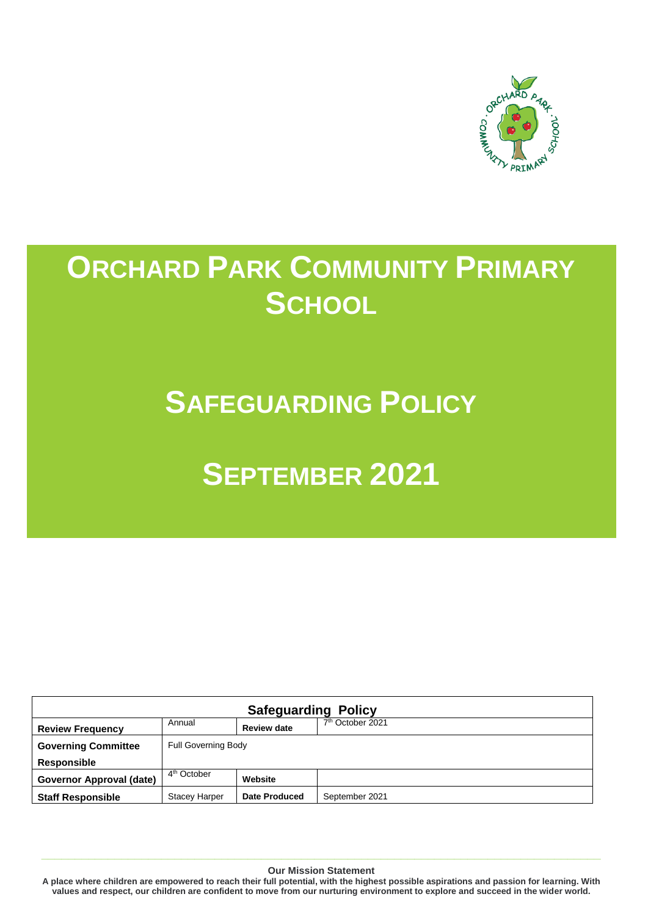# Orchard Park Community Primary School

# Safeguarding Policy

# September 2021

| Safeguarding Policy | | | |
|---|---|---|---|
| **Review Frequency** | Annual | **Review date** | 7th October 2021 |
| **Governing Committee Responsible** | Full Governing Body | | |
| **Governor Approval (date)** | 4th October | **Website** | |
| **Staff Responsible** | Stacey Harper | **Date Produced** | September 2021 |

**Our Mission Statement**

**A place where children are empowered to reach their full potential, with the highest possible aspirations and passion for learning. With values and respect, our children are confident to move from our nurturing environment to explore and succeed in the wider world.**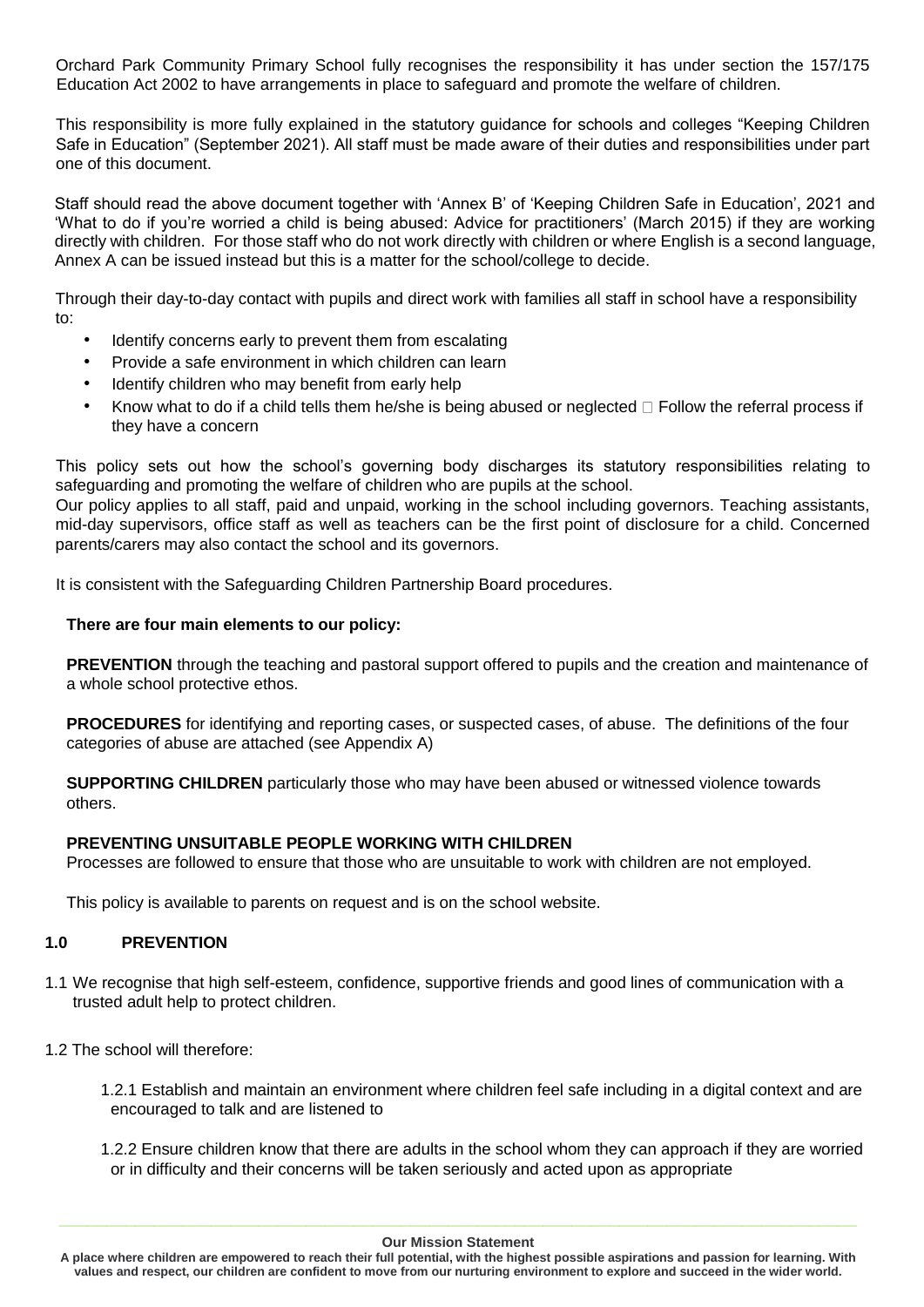Orchard Park Community Primary School fully recognises the responsibility it has under section the 157/175 Education Act 2002 to have arrangements in place to safeguard and promote the welfare of children.

This responsibility is more fully explained in the statutory guidance for schools and colleges "Keeping Children Safe in Education" (September 2021). All staff must be made aware of their duties and responsibilities under part one of this document.

Staff should read the above document together with 'Annex B' of 'Keeping Children Safe in Education', 2021 and 'What to do if you're worried a child is being abused: Advice for practitioners' (March 2015) if they are working directly with children. For those staff who do not work directly with children or where English is a second language, Annex A can be issued instead but this is a matter for the school/college to decide.

Through their day-to-day contact with pupils and direct work with families all staff in school have a responsibility to:

- Identify concerns early to prevent them from escalating
- Provide a safe environment in which children can learn
- Identify children who may benefit from early help
- Know what to do if a child tells them he/she is being abused or neglected  Follow the referral process if they have a concern

This policy sets out how the school's governing body discharges its statutory responsibilities relating to safeguarding and promoting the welfare of children who are pupils at the school.
Our policy applies to all staff, paid and unpaid, working in the school including governors. Teaching assistants, mid-day supervisors, office staff as well as teachers can be the first point of disclosure for a child. Concerned parents/carers may also contact the school and its governors.

It is consistent with the Safeguarding Children Partnership Board procedures.

**There are four main elements to our policy:**

**PREVENTION** through the teaching and pastoral support offered to pupils and the creation and maintenance of a whole school protective ethos.

**PROCEDURES** for identifying and reporting cases, or suspected cases, of abuse. The definitions of the four categories of abuse are attached (see Appendix A)

**SUPPORTING CHILDREN** particularly those who may have been abused or witnessed violence towards others.

**PREVENTING UNSUITABLE PEOPLE WORKING WITH CHILDREN**
Processes are followed to ensure that those who are unsuitable to work with children are not employed.

This policy is available to parents on request and is on the school website.

## 1.0 PREVENTION

1.1 We recognise that high self-esteem, confidence, supportive friends and good lines of communication with a trusted adult help to protect children.

1.2 The school will therefore:

1.2.1 Establish and maintain an environment where children feel safe including in a digital context and are encouraged to talk and are listened to

1.2.2 Ensure children know that there are adults in the school whom they can approach if they are worried or in difficulty and their concerns will be taken seriously and acted upon as appropriate

**Our Mission Statement**

**A place where children are empowered to reach their full potential, with the highest possible aspirations and passion for learning. With values and respect, our children are confident to move from our nurturing environment to explore and succeed in the wider world.**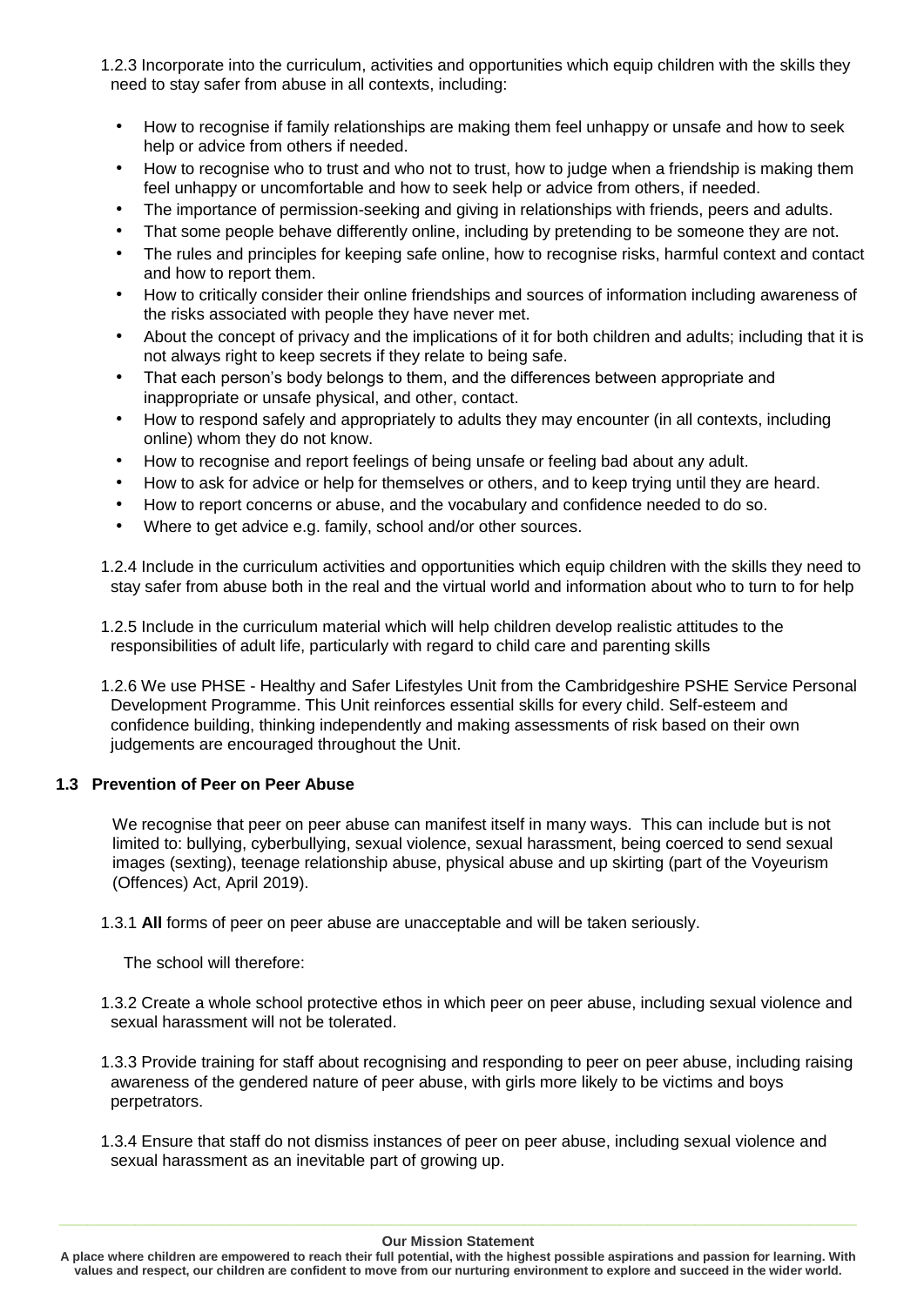1.2.3 Incorporate into the curriculum, activities and opportunities which equip children with the skills they need to stay safer from abuse in all contexts, including:

- How to recognise if family relationships are making them feel unhappy or unsafe and how to seek help or advice from others if needed.
- How to recognise who to trust and who not to trust, how to judge when a friendship is making them feel unhappy or uncomfortable and how to seek help or advice from others, if needed.
- The importance of permission-seeking and giving in relationships with friends, peers and adults.
- That some people behave differently online, including by pretending to be someone they are not.
- The rules and principles for keeping safe online, how to recognise risks, harmful context and contact and how to report them.
- How to critically consider their online friendships and sources of information including awareness of the risks associated with people they have never met.
- About the concept of privacy and the implications of it for both children and adults; including that it is not always right to keep secrets if they relate to being safe.
- That each person's body belongs to them, and the differences between appropriate and inappropriate or unsafe physical, and other, contact.
- How to respond safely and appropriately to adults they may encounter (in all contexts, including online) whom they do not know.
- How to recognise and report feelings of being unsafe or feeling bad about any adult.
- How to ask for advice or help for themselves or others, and to keep trying until they are heard.
- How to report concerns or abuse, and the vocabulary and confidence needed to do so.
- Where to get advice e.g. family, school and/or other sources.

1.2.4 Include in the curriculum activities and opportunities which equip children with the skills they need to stay safer from abuse both in the real and the virtual world and information about who to turn to for help

1.2.5 Include in the curriculum material which will help children develop realistic attitudes to the responsibilities of adult life, particularly with regard to child care and parenting skills

1.2.6 We use PHSE - Healthy and Safer Lifestyles Unit from the Cambridgeshire PSHE Service Personal Development Programme. This Unit reinforces essential skills for every child. Self-esteem and confidence building, thinking independently and making assessments of risk based on their own judgements are encouraged throughout the Unit.

**1.3 Prevention of Peer on Peer Abuse**

We recognise that peer on peer abuse can manifest itself in many ways. This can include but is not limited to: bullying, cyberbullying, sexual violence, sexual harassment, being coerced to send sexual images (sexting), teenage relationship abuse, physical abuse and up skirting (part of the Voyeurism (Offences) Act, April 2019).

1.3.1 **All** forms of peer on peer abuse are unacceptable and will be taken seriously.

The school will therefore:

1.3.2 Create a whole school protective ethos in which peer on peer abuse, including sexual violence and sexual harassment will not be tolerated.

1.3.3 Provide training for staff about recognising and responding to peer on peer abuse, including raising awareness of the gendered nature of peer abuse, with girls more likely to be victims and boys perpetrators.

1.3.4 Ensure that staff do not dismiss instances of peer on peer abuse, including sexual violence and sexual harassment as an inevitable part of growing up.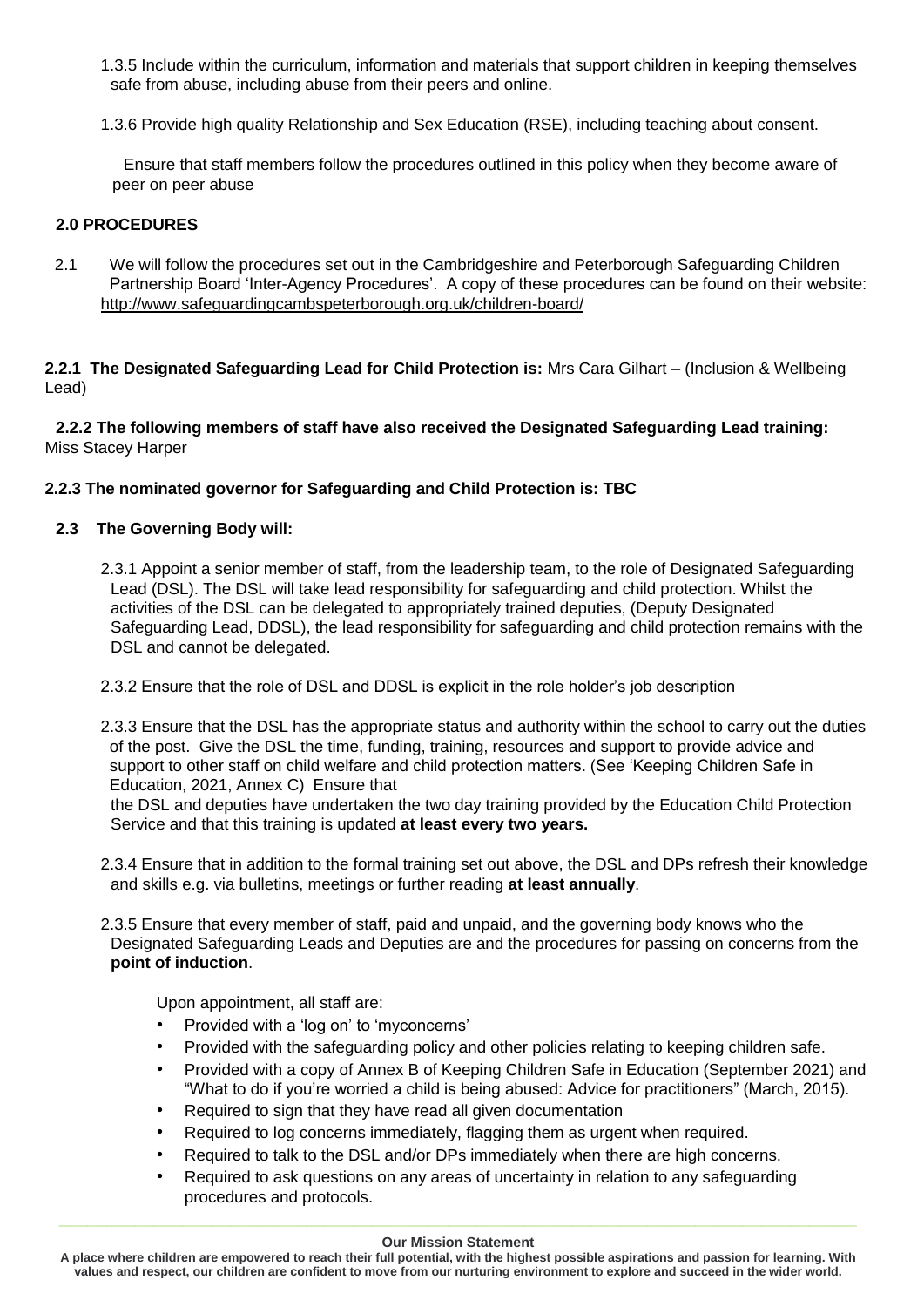1.3.5 Include within the curriculum, information and materials that support children in keeping themselves safe from abuse, including abuse from their peers and online.

1.3.6 Provide high quality Relationship and Sex Education (RSE), including teaching about consent.

Ensure that staff members follow the procedures outlined in this policy when they become aware of peer on peer abuse

## 2.0 PROCEDURES

2.1 We will follow the procedures set out in the Cambridgeshire and Peterborough Safeguarding Children Partnership Board 'Inter-Agency Procedures'. A copy of these procedures can be found on their website: http://www.safeguardingcambspeterborough.org.uk/children-board/

**2.2.1 The Designated Safeguarding Lead for Child Protection is:** Mrs Cara Gilhart – (Inclusion & Wellbeing Lead)

**2.2.2 The following members of staff have also received the Designated Safeguarding Lead training:** Miss Stacey Harper

**2.2.3 The nominated governor for Safeguarding and Child Protection is: TBC**

**2.3 The Governing Body will:**

2.3.1 Appoint a senior member of staff, from the leadership team, to the role of Designated Safeguarding Lead (DSL). The DSL will take lead responsibility for safeguarding and child protection. Whilst the activities of the DSL can be delegated to appropriately trained deputies, (Deputy Designated Safeguarding Lead, DDSL), the lead responsibility for safeguarding and child protection remains with the DSL and cannot be delegated.

2.3.2 Ensure that the role of DSL and DDSL is explicit in the role holder's job description

2.3.3 Ensure that the DSL has the appropriate status and authority within the school to carry out the duties of the post. Give the DSL the time, funding, training, resources and support to provide advice and support to other staff on child welfare and child protection matters. (See 'Keeping Children Safe in Education, 2021, Annex C) Ensure that the DSL and deputies have undertaken the two day training provided by the Education Child Protection Service and that this training is updated **at least every two years.**

2.3.4 Ensure that in addition to the formal training set out above, the DSL and DPs refresh their knowledge and skills e.g. via bulletins, meetings or further reading **at least annually**.

2.3.5 Ensure that every member of staff, paid and unpaid, and the governing body knows who the Designated Safeguarding Leads and Deputies are and the procedures for passing on concerns from the **point of induction**.

Upon appointment, all staff are:

- Provided with a 'log on' to 'myconcerns'
- Provided with the safeguarding policy and other policies relating to keeping children safe.
- Provided with a copy of Annex B of Keeping Children Safe in Education (September 2021) and "What to do if you're worried a child is being abused: Advice for practitioners" (March, 2015).
- Required to sign that they have read all given documentation
- Required to log concerns immediately, flagging them as urgent when required.
- Required to talk to the DSL and/or DPs immediately when there are high concerns.
- Required to ask questions on any areas of uncertainty in relation to any safeguarding procedures and protocols.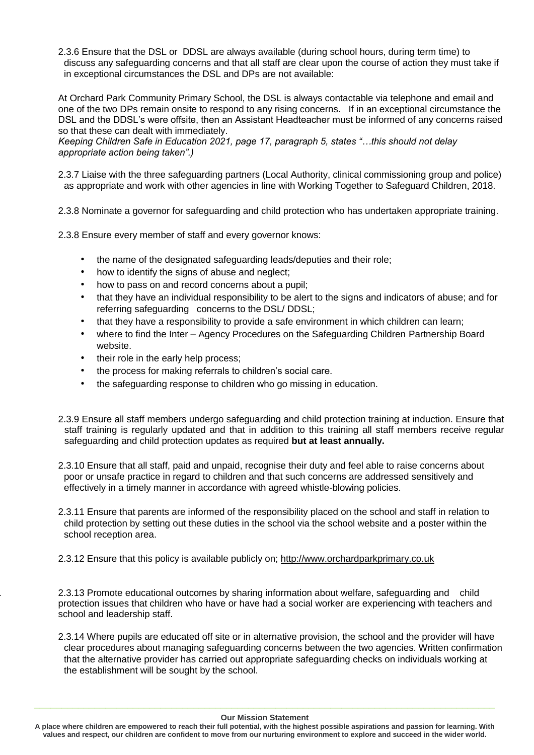2.3.6 Ensure that the DSL or DDSL are always available (during school hours, during term time) to discuss any safeguarding concerns and that all staff are clear upon the course of action they must take if in exceptional circumstances the DSL and DPs are not available:

At Orchard Park Community Primary School, the DSL is always contactable via telephone and email and one of the two DPs remain onsite to respond to any rising concerns. If in an exceptional circumstance the DSL and the DDSL's were offsite, then an Assistant Headteacher must be informed of any concerns raised so that these can dealt with immediately.
*Keeping Children Safe in Education 2021, page 17, paragraph 5, states "…this should not delay appropriate action being taken".)*

2.3.7 Liaise with the three safeguarding partners (Local Authority, clinical commissioning group and police) as appropriate and work with other agencies in line with Working Together to Safeguard Children, 2018.

2.3.8 Nominate a governor for safeguarding and child protection who has undertaken appropriate training.

2.3.8 Ensure every member of staff and every governor knows:

- the name of the designated safeguarding leads/deputies and their role;
- how to identify the signs of abuse and neglect;
- how to pass on and record concerns about a pupil;
- that they have an individual responsibility to be alert to the signs and indicators of abuse; and for referring safeguarding concerns to the DSL/ DDSL;
- that they have a responsibility to provide a safe environment in which children can learn;
- where to find the Inter – Agency Procedures on the Safeguarding Children Partnership Board website.
- their role in the early help process;
- the process for making referrals to children's social care.
- the safeguarding response to children who go missing in education.

2.3.9 Ensure all staff members undergo safeguarding and child protection training at induction. Ensure that staff training is regularly updated and that in addition to this training all staff members receive regular safeguarding and child protection updates as required **but at least annually.**

2.3.10 Ensure that all staff, paid and unpaid, recognise their duty and feel able to raise concerns about poor or unsafe practice in regard to children and that such concerns are addressed sensitively and effectively in a timely manner in accordance with agreed whistle-blowing policies.

2.3.11 Ensure that parents are informed of the responsibility placed on the school and staff in relation to child protection by setting out these duties in the school via the school website and a poster within the school reception area.

2.3.12 Ensure that this policy is available publicly on; http://www.orchardparkprimary.co.uk

2.3.13 Promote educational outcomes by sharing information about welfare, safeguarding and child protection issues that children who have or have had a social worker are experiencing with teachers and school and leadership staff.

2.3.14 Where pupils are educated off site or in alternative provision, the school and the provider will have clear procedures about managing safeguarding concerns between the two agencies. Written confirmation that the alternative provider has carried out appropriate safeguarding checks on individuals working at the establishment will be sought by the school.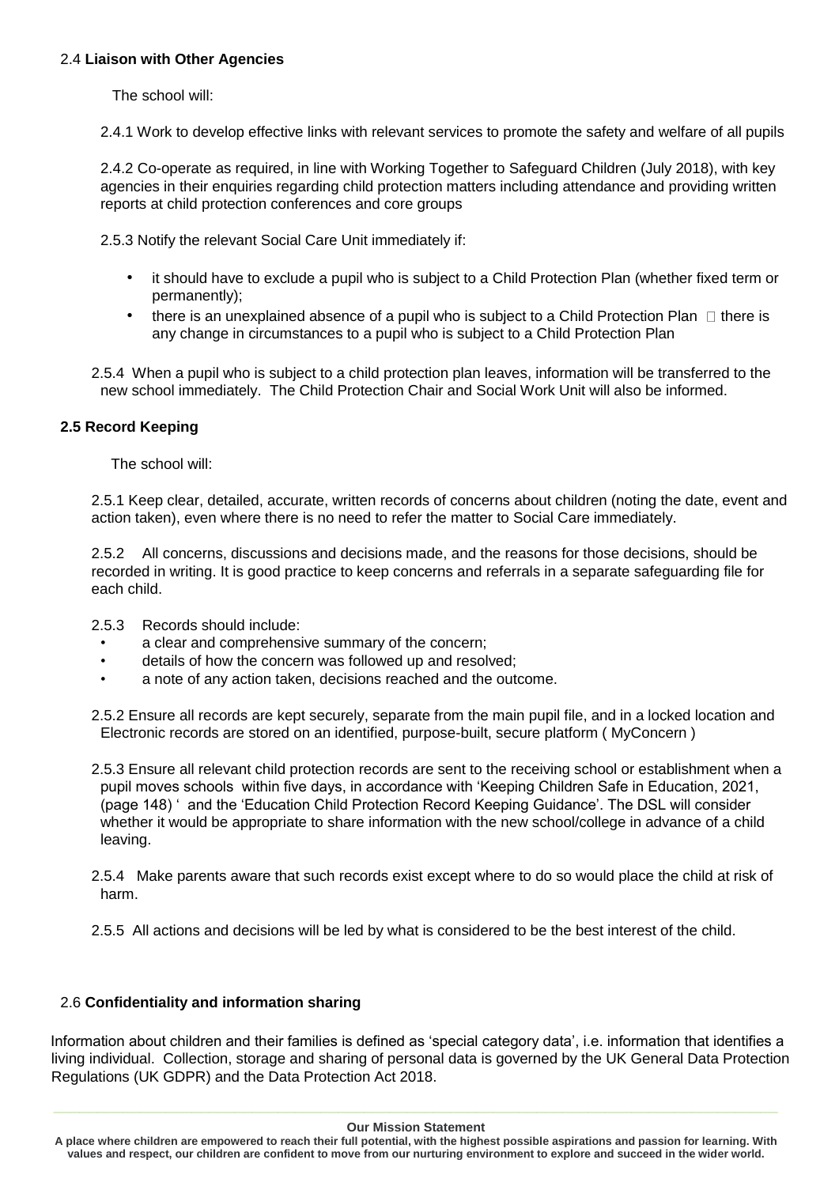### 2.4 **Liaison with Other Agencies**

The school will:

2.4.1 Work to develop effective links with relevant services to promote the safety and welfare of all pupils

2.4.2 Co-operate as required, in line with Working Together to Safeguard Children (July 2018), with key agencies in their enquiries regarding child protection matters including attendance and providing written reports at child protection conferences and core groups

2.5.3 Notify the relevant Social Care Unit immediately if:

- it should have to exclude a pupil who is subject to a Child Protection Plan (whether fixed term or permanently);
- there is an unexplained absence of a pupil who is subject to a Child Protection Plan  there is any change in circumstances to a pupil who is subject to a Child Protection Plan

2.5.4 When a pupil who is subject to a child protection plan leaves, information will be transferred to the new school immediately. The Child Protection Chair and Social Work Unit will also be informed.

### 2.5 Record Keeping

The school will:

2.5.1 Keep clear, detailed, accurate, written records of concerns about children (noting the date, event and action taken), even where there is no need to refer the matter to Social Care immediately.

2.5.2 All concerns, discussions and decisions made, and the reasons for those decisions, should be recorded in writing. It is good practice to keep concerns and referrals in a separate safeguarding file for each child.

2.5.3 Records should include:

- a clear and comprehensive summary of the concern;
- details of how the concern was followed up and resolved;
- a note of any action taken, decisions reached and the outcome.

2.5.2 Ensure all records are kept securely, separate from the main pupil file, and in a locked location and Electronic records are stored on an identified, purpose-built, secure platform ( MyConcern )

2.5.3 Ensure all relevant child protection records are sent to the receiving school or establishment when a pupil moves schools within five days, in accordance with 'Keeping Children Safe in Education, 2021, (page 148) ' and the 'Education Child Protection Record Keeping Guidance'. The DSL will consider whether it would be appropriate to share information with the new school/college in advance of a child leaving.

2.5.4 Make parents aware that such records exist except where to do so would place the child at risk of harm.

2.5.5 All actions and decisions will be led by what is considered to be the best interest of the child.

### 2.6 **Confidentiality and information sharing**

Information about children and their families is defined as 'special category data', i.e. information that identifies a living individual. Collection, storage and sharing of personal data is governed by the UK General Data Protection Regulations (UK GDPR) and the Data Protection Act 2018.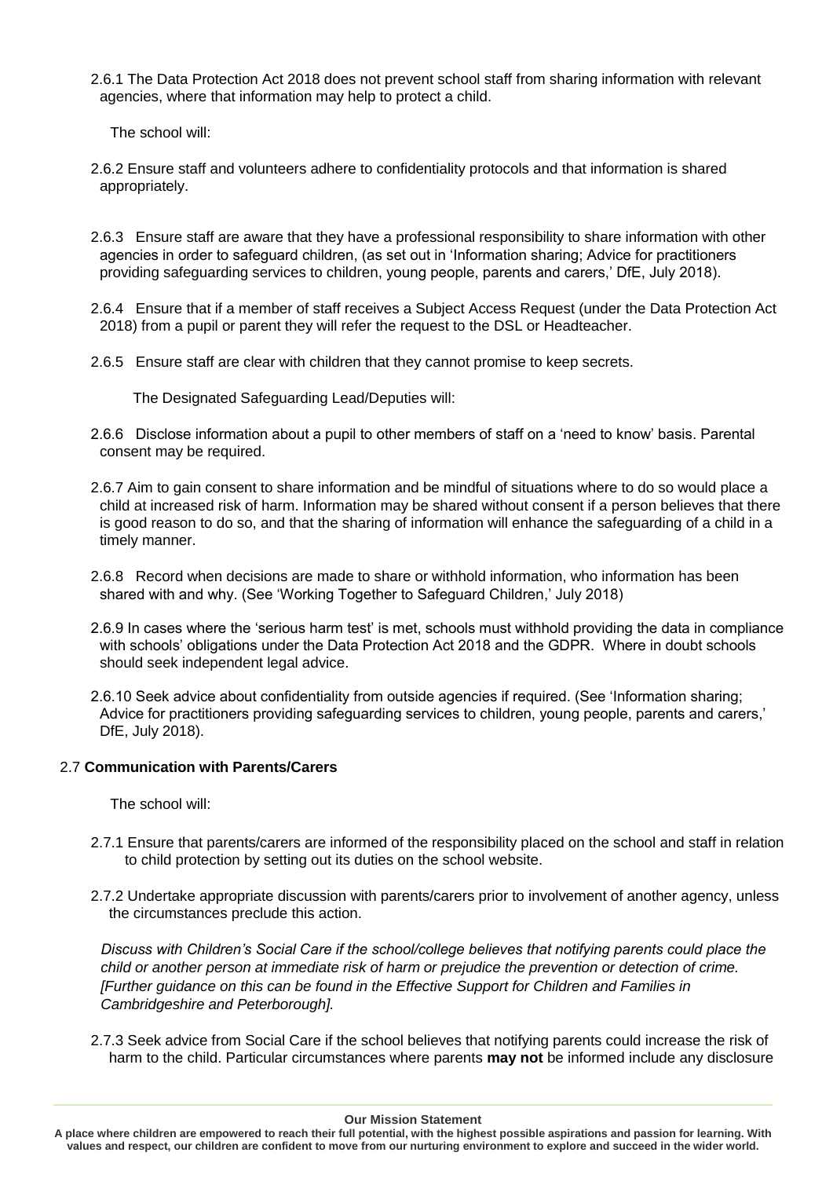2.6.1 The Data Protection Act 2018 does not prevent school staff from sharing information with relevant agencies, where that information may help to protect a child.

The school will:

2.6.2 Ensure staff and volunteers adhere to confidentiality protocols and that information is shared appropriately.

2.6.3 Ensure staff are aware that they have a professional responsibility to share information with other agencies in order to safeguard children, (as set out in 'Information sharing; Advice for practitioners providing safeguarding services to children, young people, parents and carers,' DfE, July 2018).

2.6.4 Ensure that if a member of staff receives a Subject Access Request (under the Data Protection Act 2018) from a pupil or parent they will refer the request to the DSL or Headteacher.

2.6.5 Ensure staff are clear with children that they cannot promise to keep secrets.

The Designated Safeguarding Lead/Deputies will:

2.6.6 Disclose information about a pupil to other members of staff on a 'need to know' basis. Parental consent may be required.

2.6.7 Aim to gain consent to share information and be mindful of situations where to do so would place a child at increased risk of harm. Information may be shared without consent if a person believes that there is good reason to do so, and that the sharing of information will enhance the safeguarding of a child in a timely manner.

2.6.8 Record when decisions are made to share or withhold information, who information has been shared with and why. (See 'Working Together to Safeguard Children,' July 2018)

2.6.9 In cases where the 'serious harm test' is met, schools must withhold providing the data in compliance with schools' obligations under the Data Protection Act 2018 and the GDPR. Where in doubt schools should seek independent legal advice.

2.6.10 Seek advice about confidentiality from outside agencies if required. (See 'Information sharing; Advice for practitioners providing safeguarding services to children, young people, parents and carers,' DfE, July 2018).

## 2.7 **Communication with Parents/Carers**

The school will:

2.7.1 Ensure that parents/carers are informed of the responsibility placed on the school and staff in relation to child protection by setting out its duties on the school website.

2.7.2 Undertake appropriate discussion with parents/carers prior to involvement of another agency, unless the circumstances preclude this action.

*Discuss with Children's Social Care if the school/college believes that notifying parents could place the child or another person at immediate risk of harm or prejudice the prevention or detection of crime. [Further guidance on this can be found in the Effective Support for Children and Families in Cambridgeshire and Peterborough].*

2.7.3 Seek advice from Social Care if the school believes that notifying parents could increase the risk of harm to the child. Particular circumstances where parents **may not** be informed include any disclosure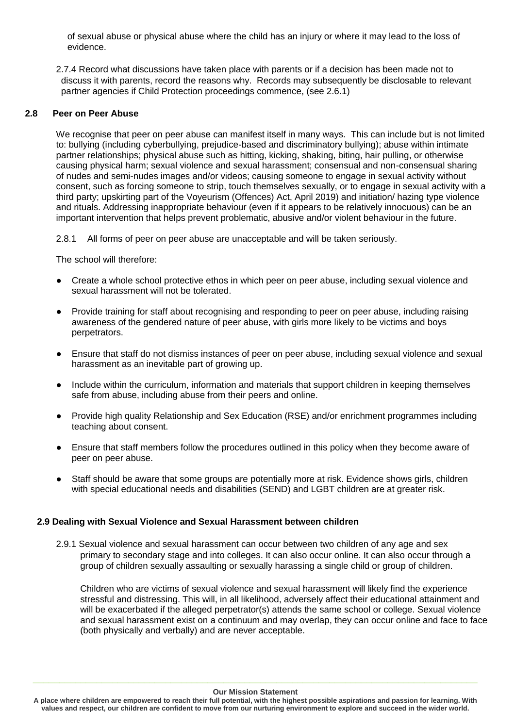of sexual abuse or physical abuse where the child has an injury or where it may lead to the loss of evidence.

2.7.4 Record what discussions have taken place with parents or if a decision has been made not to discuss it with parents, record the reasons why. Records may subsequently be disclosable to relevant partner agencies if Child Protection proceedings commence, (see 2.6.1)

### 2.8 Peer on Peer Abuse

We recognise that peer on peer abuse can manifest itself in many ways. This can include but is not limited to: bullying (including cyberbullying, prejudice-based and discriminatory bullying); abuse within intimate partner relationships; physical abuse such as hitting, kicking, shaking, biting, hair pulling, or otherwise causing physical harm; sexual violence and sexual harassment; consensual and non-consensual sharing of nudes and semi-nudes images and/or videos; causing someone to engage in sexual activity without consent, such as forcing someone to strip, touch themselves sexually, or to engage in sexual activity with a third party; upskirting part of the Voyeurism (Offences) Act, April 2019) and initiation/ hazing type violence and rituals. Addressing inappropriate behaviour (even if it appears to be relatively innocuous) can be an important intervention that helps prevent problematic, abusive and/or violent behaviour in the future.

2.8.1 All forms of peer on peer abuse are unacceptable and will be taken seriously.

The school will therefore:

- Create a whole school protective ethos in which peer on peer abuse, including sexual violence and sexual harassment will not be tolerated.
- Provide training for staff about recognising and responding to peer on peer abuse, including raising awareness of the gendered nature of peer abuse, with girls more likely to be victims and boys perpetrators.
- Ensure that staff do not dismiss instances of peer on peer abuse, including sexual violence and sexual harassment as an inevitable part of growing up.
- Include within the curriculum, information and materials that support children in keeping themselves safe from abuse, including abuse from their peers and online.
- Provide high quality Relationship and Sex Education (RSE) and/or enrichment programmes including teaching about consent.
- Ensure that staff members follow the procedures outlined in this policy when they become aware of peer on peer abuse.
- Staff should be aware that some groups are potentially more at risk. Evidence shows girls, children with special educational needs and disabilities (SEND) and LGBT children are at greater risk.

### 2.9 Dealing with Sexual Violence and Sexual Harassment between children

2.9.1 Sexual violence and sexual harassment can occur between two children of any age and sex primary to secondary stage and into colleges. It can also occur online. It can also occur through a group of children sexually assaulting or sexually harassing a single child or group of children.

Children who are victims of sexual violence and sexual harassment will likely find the experience stressful and distressing. This will, in all likelihood, adversely affect their educational attainment and will be exacerbated if the alleged perpetrator(s) attends the same school or college. Sexual violence and sexual harassment exist on a continuum and may overlap, they can occur online and face to face (both physically and verbally) and are never acceptable.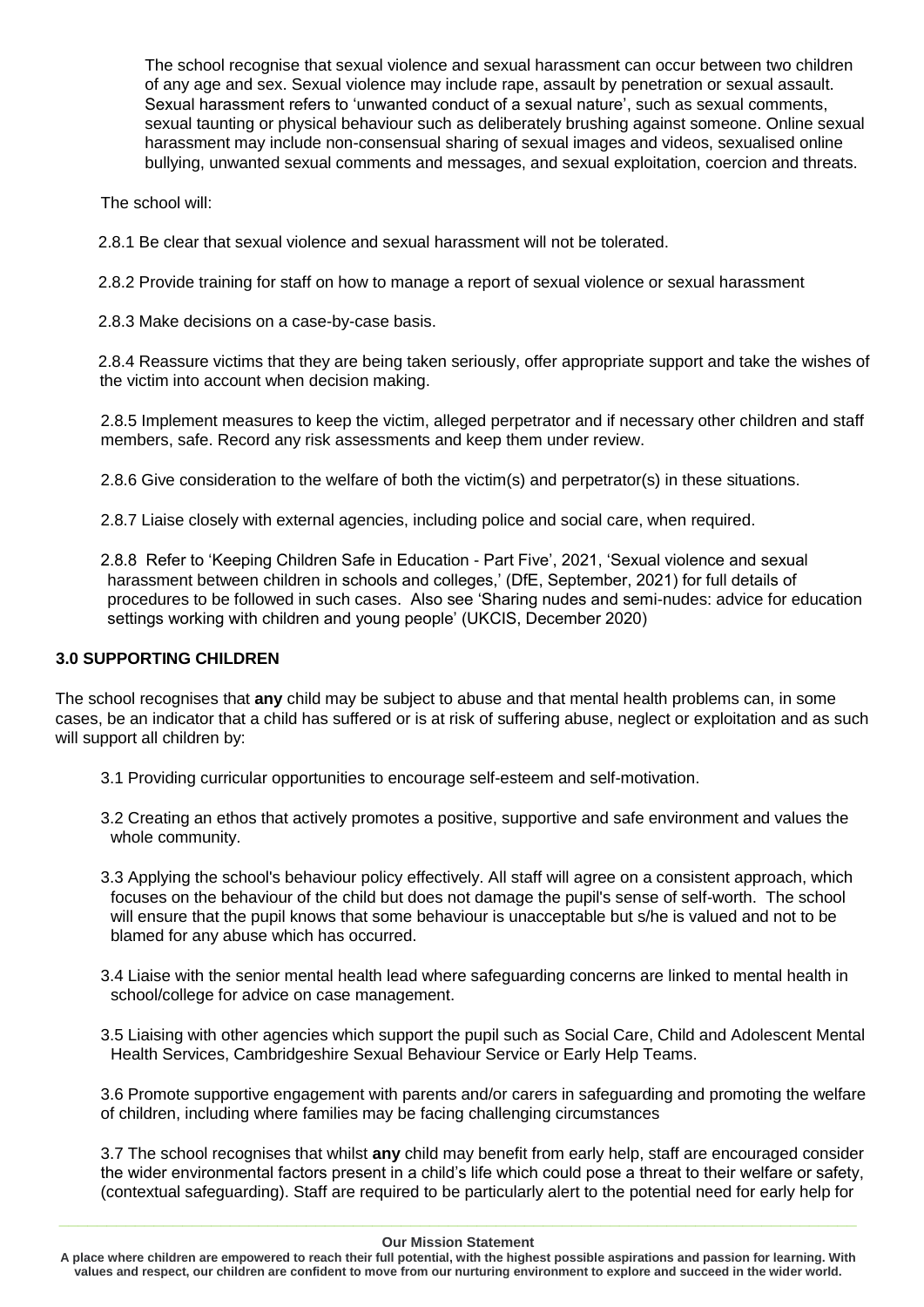The school recognise that sexual violence and sexual harassment can occur between two children of any age and sex. Sexual violence may include rape, assault by penetration or sexual assault. Sexual harassment refers to 'unwanted conduct of a sexual nature', such as sexual comments, sexual taunting or physical behaviour such as deliberately brushing against someone. Online sexual harassment may include non-consensual sharing of sexual images and videos, sexualised online bullying, unwanted sexual comments and messages, and sexual exploitation, coercion and threats.

The school will:

2.8.1 Be clear that sexual violence and sexual harassment will not be tolerated.

2.8.2 Provide training for staff on how to manage a report of sexual violence or sexual harassment

2.8.3 Make decisions on a case-by-case basis.

2.8.4 Reassure victims that they are being taken seriously, offer appropriate support and take the wishes of the victim into account when decision making.

2.8.5 Implement measures to keep the victim, alleged perpetrator and if necessary other children and staff members, safe. Record any risk assessments and keep them under review.

2.8.6 Give consideration to the welfare of both the victim(s) and perpetrator(s) in these situations.

2.8.7 Liaise closely with external agencies, including police and social care, when required.

2.8.8 Refer to 'Keeping Children Safe in Education - Part Five', 2021, 'Sexual violence and sexual harassment between children in schools and colleges,' (DfE, September, 2021) for full details of procedures to be followed in such cases. Also see 'Sharing nudes and semi-nudes: advice for education settings working with children and young people' (UKCIS, December 2020)

## 3.0 SUPPORTING CHILDREN

The school recognises that **any** child may be subject to abuse and that mental health problems can, in some cases, be an indicator that a child has suffered or is at risk of suffering abuse, neglect or exploitation and as such will support all children by:

3.1 Providing curricular opportunities to encourage self-esteem and self-motivation.

3.2 Creating an ethos that actively promotes a positive, supportive and safe environment and values the whole community.

3.3 Applying the school's behaviour policy effectively. All staff will agree on a consistent approach, which focuses on the behaviour of the child but does not damage the pupil's sense of self-worth. The school will ensure that the pupil knows that some behaviour is unacceptable but s/he is valued and not to be blamed for any abuse which has occurred.

3.4 Liaise with the senior mental health lead where safeguarding concerns are linked to mental health in school/college for advice on case management.

3.5 Liaising with other agencies which support the pupil such as Social Care, Child and Adolescent Mental Health Services, Cambridgeshire Sexual Behaviour Service or Early Help Teams.

3.6 Promote supportive engagement with parents and/or carers in safeguarding and promoting the welfare of children, including where families may be facing challenging circumstances

3.7 The school recognises that whilst **any** child may benefit from early help, staff are encouraged consider the wider environmental factors present in a child's life which could pose a threat to their welfare or safety, (contextual safeguarding). Staff are required to be particularly alert to the potential need for early help for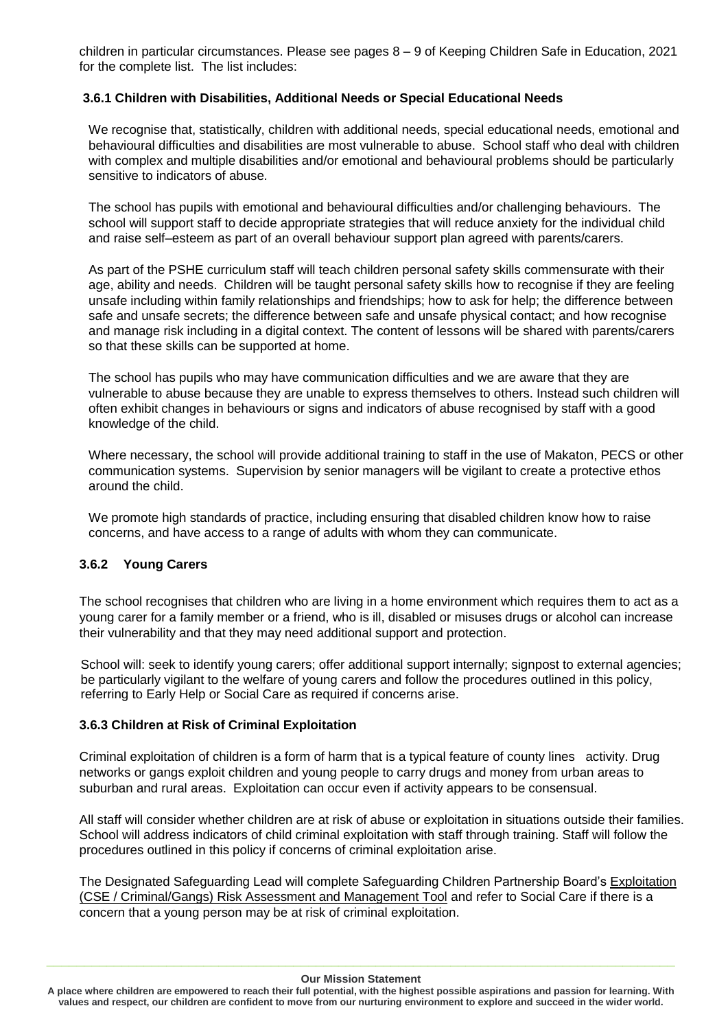children in particular circumstances. Please see pages 8 – 9 of Keeping Children Safe in Education, 2021 for the complete list. The list includes:

### 3.6.1 Children with Disabilities, Additional Needs or Special Educational Needs

We recognise that, statistically, children with additional needs, special educational needs, emotional and behavioural difficulties and disabilities are most vulnerable to abuse. School staff who deal with children with complex and multiple disabilities and/or emotional and behavioural problems should be particularly sensitive to indicators of abuse.

The school has pupils with emotional and behavioural difficulties and/or challenging behaviours. The school will support staff to decide appropriate strategies that will reduce anxiety for the individual child and raise self–esteem as part of an overall behaviour support plan agreed with parents/carers.

As part of the PSHE curriculum staff will teach children personal safety skills commensurate with their age, ability and needs. Children will be taught personal safety skills how to recognise if they are feeling unsafe including within family relationships and friendships; how to ask for help; the difference between safe and unsafe secrets; the difference between safe and unsafe physical contact; and how recognise and manage risk including in a digital context. The content of lessons will be shared with parents/carers so that these skills can be supported at home.

The school has pupils who may have communication difficulties and we are aware that they are vulnerable to abuse because they are unable to express themselves to others. Instead such children will often exhibit changes in behaviours or signs and indicators of abuse recognised by staff with a good knowledge of the child.

Where necessary, the school will provide additional training to staff in the use of Makaton, PECS or other communication systems. Supervision by senior managers will be vigilant to create a protective ethos around the child.

We promote high standards of practice, including ensuring that disabled children know how to raise concerns, and have access to a range of adults with whom they can communicate.

### 3.6.2 Young Carers

The school recognises that children who are living in a home environment which requires them to act as a young carer for a family member or a friend, who is ill, disabled or misuses drugs or alcohol can increase their vulnerability and that they may need additional support and protection.

School will: seek to identify young carers; offer additional support internally; signpost to external agencies; be particularly vigilant to the welfare of young carers and follow the procedures outlined in this policy, referring to Early Help or Social Care as required if concerns arise.

### 3.6.3 Children at Risk of Criminal Exploitation

Criminal exploitation of children is a form of harm that is a typical feature of county lines activity. Drug networks or gangs exploit children and young people to carry drugs and money from urban areas to suburban and rural areas. Exploitation can occur even if activity appears to be consensual.

All staff will consider whether children are at risk of abuse or exploitation in situations outside their families. School will address indicators of child criminal exploitation with staff through training. Staff will follow the procedures outlined in this policy if concerns of criminal exploitation arise.

The Designated Safeguarding Lead will complete Safeguarding Children Partnership Board's Exploitation (CSE / Criminal/Gangs) Risk Assessment and Management Tool and refer to Social Care if there is a concern that a young person may be at risk of criminal exploitation.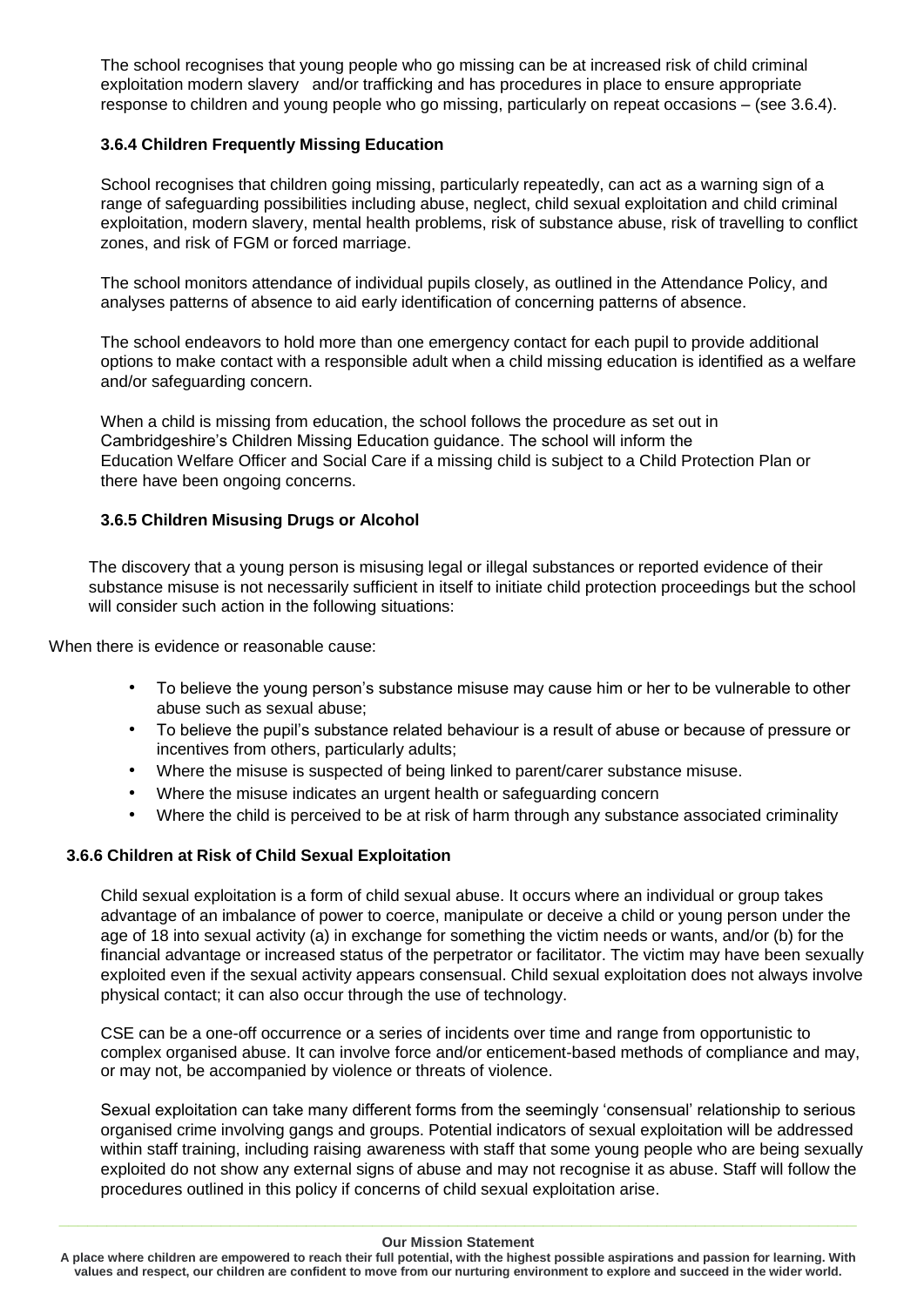The school recognises that young people who go missing can be at increased risk of child criminal exploitation modern slavery and/or trafficking and has procedures in place to ensure appropriate response to children and young people who go missing, particularly on repeat occasions – (see 3.6.4).

### 3.6.4 Children Frequently Missing Education

School recognises that children going missing, particularly repeatedly, can act as a warning sign of a range of safeguarding possibilities including abuse, neglect, child sexual exploitation and child criminal exploitation, modern slavery, mental health problems, risk of substance abuse, risk of travelling to conflict zones, and risk of FGM or forced marriage.

The school monitors attendance of individual pupils closely, as outlined in the Attendance Policy, and analyses patterns of absence to aid early identification of concerning patterns of absence.

The school endeavors to hold more than one emergency contact for each pupil to provide additional options to make contact with a responsible adult when a child missing education is identified as a welfare and/or safeguarding concern.

When a child is missing from education, the school follows the procedure as set out in Cambridgeshire's Children Missing Education guidance. The school will inform the Education Welfare Officer and Social Care if a missing child is subject to a Child Protection Plan or there have been ongoing concerns.

### 3.6.5 Children Misusing Drugs or Alcohol

The discovery that a young person is misusing legal or illegal substances or reported evidence of their substance misuse is not necessarily sufficient in itself to initiate child protection proceedings but the school will consider such action in the following situations:

When there is evidence or reasonable cause:

- To believe the young person's substance misuse may cause him or her to be vulnerable to other abuse such as sexual abuse;
- To believe the pupil's substance related behaviour is a result of abuse or because of pressure or incentives from others, particularly adults;
- Where the misuse is suspected of being linked to parent/carer substance misuse.
- Where the misuse indicates an urgent health or safeguarding concern
- Where the child is perceived to be at risk of harm through any substance associated criminality

### 3.6.6 Children at Risk of Child Sexual Exploitation

Child sexual exploitation is a form of child sexual abuse. It occurs where an individual or group takes advantage of an imbalance of power to coerce, manipulate or deceive a child or young person under the age of 18 into sexual activity (a) in exchange for something the victim needs or wants, and/or (b) for the financial advantage or increased status of the perpetrator or facilitator. The victim may have been sexually exploited even if the sexual activity appears consensual. Child sexual exploitation does not always involve physical contact; it can also occur through the use of technology.

CSE can be a one-off occurrence or a series of incidents over time and range from opportunistic to complex organised abuse. It can involve force and/or enticement-based methods of compliance and may, or may not, be accompanied by violence or threats of violence.

Sexual exploitation can take many different forms from the seemingly 'consensual' relationship to serious organised crime involving gangs and groups. Potential indicators of sexual exploitation will be addressed within staff training, including raising awareness with staff that some young people who are being sexually exploited do not show any external signs of abuse and may not recognise it as abuse. Staff will follow the procedures outlined in this policy if concerns of child sexual exploitation arise.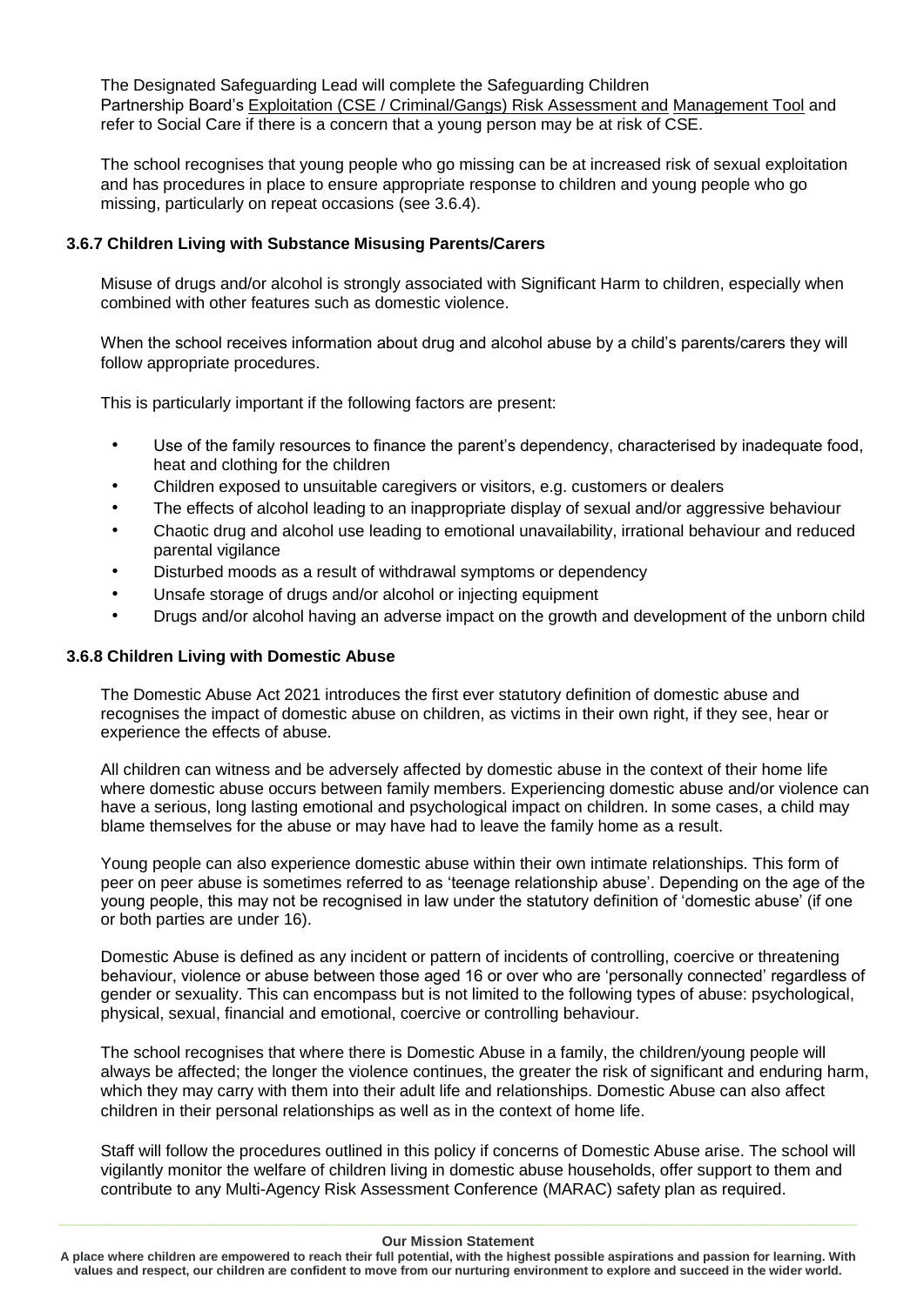The Designated Safeguarding Lead will complete the Safeguarding Children Partnership Board's Exploitation (CSE / Criminal/Gangs) Risk Assessment and Management Tool and refer to Social Care if there is a concern that a young person may be at risk of CSE.

The school recognises that young people who go missing can be at increased risk of sexual exploitation and has procedures in place to ensure appropriate response to children and young people who go missing, particularly on repeat occasions (see 3.6.4).

### 3.6.7 Children Living with Substance Misusing Parents/Carers

Misuse of drugs and/or alcohol is strongly associated with Significant Harm to children, especially when combined with other features such as domestic violence.

When the school receives information about drug and alcohol abuse by a child's parents/carers they will follow appropriate procedures.

This is particularly important if the following factors are present:

- Use of the family resources to finance the parent's dependency, characterised by inadequate food, heat and clothing for the children
- Children exposed to unsuitable caregivers or visitors, e.g. customers or dealers
- The effects of alcohol leading to an inappropriate display of sexual and/or aggressive behaviour
- Chaotic drug and alcohol use leading to emotional unavailability, irrational behaviour and reduced parental vigilance
- Disturbed moods as a result of withdrawal symptoms or dependency
- Unsafe storage of drugs and/or alcohol or injecting equipment
- Drugs and/or alcohol having an adverse impact on the growth and development of the unborn child

### 3.6.8 Children Living with Domestic Abuse

The Domestic Abuse Act 2021 introduces the first ever statutory definition of domestic abuse and recognises the impact of domestic abuse on children, as victims in their own right, if they see, hear or experience the effects of abuse.

All children can witness and be adversely affected by domestic abuse in the context of their home life where domestic abuse occurs between family members. Experiencing domestic abuse and/or violence can have a serious, long lasting emotional and psychological impact on children. In some cases, a child may blame themselves for the abuse or may have had to leave the family home as a result.

Young people can also experience domestic abuse within their own intimate relationships. This form of peer on peer abuse is sometimes referred to as 'teenage relationship abuse'. Depending on the age of the young people, this may not be recognised in law under the statutory definition of 'domestic abuse' (if one or both parties are under 16).

Domestic Abuse is defined as any incident or pattern of incidents of controlling, coercive or threatening behaviour, violence or abuse between those aged 16 or over who are 'personally connected' regardless of gender or sexuality. This can encompass but is not limited to the following types of abuse: psychological, physical, sexual, financial and emotional, coercive or controlling behaviour.

The school recognises that where there is Domestic Abuse in a family, the children/young people will always be affected; the longer the violence continues, the greater the risk of significant and enduring harm, which they may carry with them into their adult life and relationships. Domestic Abuse can also affect children in their personal relationships as well as in the context of home life.

Staff will follow the procedures outlined in this policy if concerns of Domestic Abuse arise. The school will vigilantly monitor the welfare of children living in domestic abuse households, offer support to them and contribute to any Multi-Agency Risk Assessment Conference (MARAC) safety plan as required.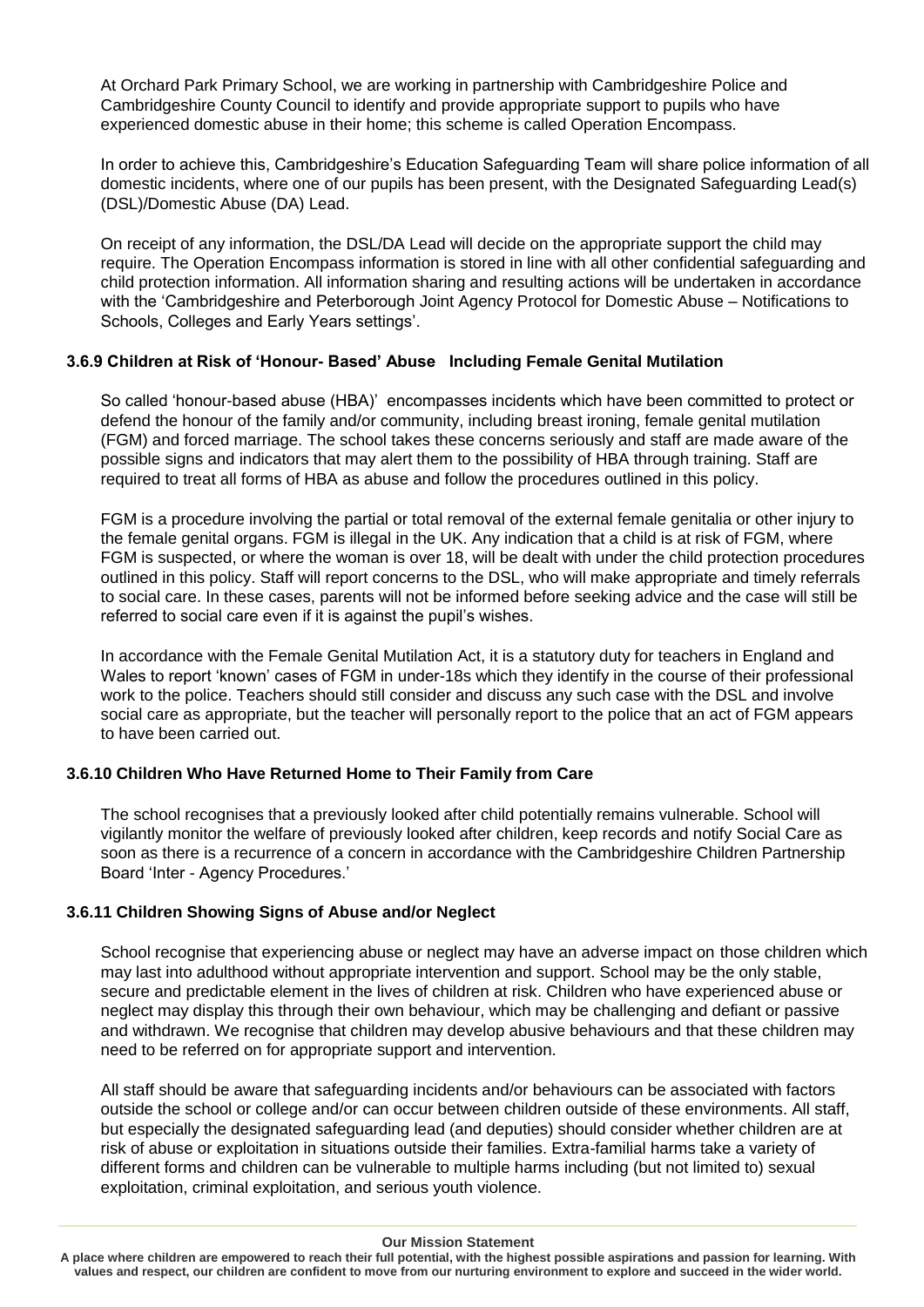At Orchard Park Primary School, we are working in partnership with Cambridgeshire Police and Cambridgeshire County Council to identify and provide appropriate support to pupils who have experienced domestic abuse in their home; this scheme is called Operation Encompass.

In order to achieve this, Cambridgeshire's Education Safeguarding Team will share police information of all domestic incidents, where one of our pupils has been present, with the Designated Safeguarding Lead(s) (DSL)/Domestic Abuse (DA) Lead.

On receipt of any information, the DSL/DA Lead will decide on the appropriate support the child may require. The Operation Encompass information is stored in line with all other confidential safeguarding and child protection information. All information sharing and resulting actions will be undertaken in accordance with the 'Cambridgeshire and Peterborough Joint Agency Protocol for Domestic Abuse – Notifications to Schools, Colleges and Early Years settings'.

### 3.6.9 Children at Risk of 'Honour- Based' Abuse Including Female Genital Mutilation

So called 'honour-based abuse (HBA)' encompasses incidents which have been committed to protect or defend the honour of the family and/or community, including breast ironing, female genital mutilation (FGM) and forced marriage. The school takes these concerns seriously and staff are made aware of the possible signs and indicators that may alert them to the possibility of HBA through training. Staff are required to treat all forms of HBA as abuse and follow the procedures outlined in this policy.

FGM is a procedure involving the partial or total removal of the external female genitalia or other injury to the female genital organs. FGM is illegal in the UK. Any indication that a child is at risk of FGM, where FGM is suspected, or where the woman is over 18, will be dealt with under the child protection procedures outlined in this policy. Staff will report concerns to the DSL, who will make appropriate and timely referrals to social care. In these cases, parents will not be informed before seeking advice and the case will still be referred to social care even if it is against the pupil's wishes.

In accordance with the Female Genital Mutilation Act, it is a statutory duty for teachers in England and Wales to report 'known' cases of FGM in under-18s which they identify in the course of their professional work to the police. Teachers should still consider and discuss any such case with the DSL and involve social care as appropriate, but the teacher will personally report to the police that an act of FGM appears to have been carried out.

### 3.6.10 Children Who Have Returned Home to Their Family from Care

The school recognises that a previously looked after child potentially remains vulnerable. School will vigilantly monitor the welfare of previously looked after children, keep records and notify Social Care as soon as there is a recurrence of a concern in accordance with the Cambridgeshire Children Partnership Board 'Inter - Agency Procedures.'

### 3.6.11 Children Showing Signs of Abuse and/or Neglect

School recognise that experiencing abuse or neglect may have an adverse impact on those children which may last into adulthood without appropriate intervention and support. School may be the only stable, secure and predictable element in the lives of children at risk. Children who have experienced abuse or neglect may display this through their own behaviour, which may be challenging and defiant or passive and withdrawn. We recognise that children may develop abusive behaviours and that these children may need to be referred on for appropriate support and intervention.

All staff should be aware that safeguarding incidents and/or behaviours can be associated with factors outside the school or college and/or can occur between children outside of these environments. All staff, but especially the designated safeguarding lead (and deputies) should consider whether children are at risk of abuse or exploitation in situations outside their families. Extra-familial harms take a variety of different forms and children can be vulnerable to multiple harms including (but not limited to) sexual exploitation, criminal exploitation, and serious youth violence.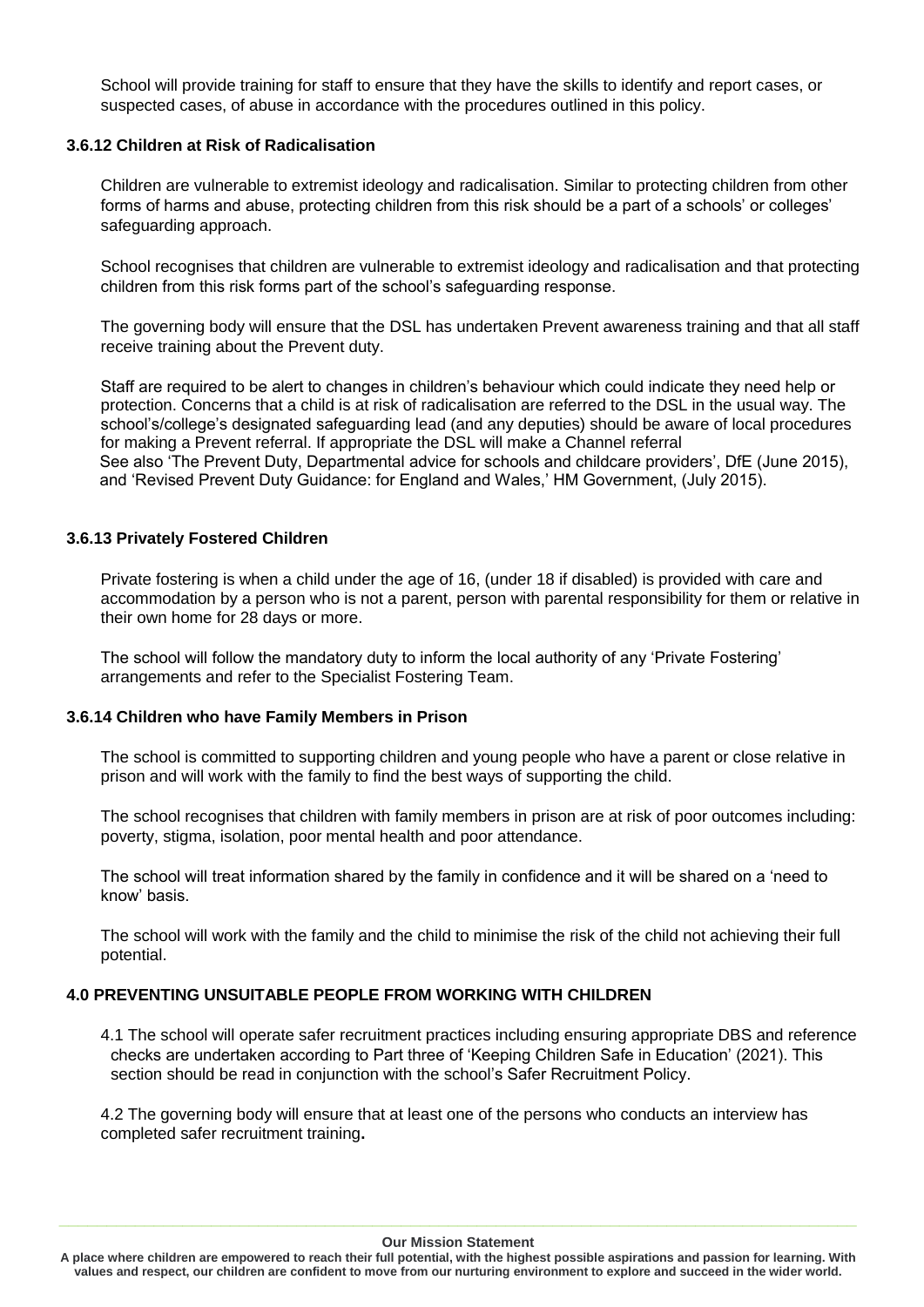School will provide training for staff to ensure that they have the skills to identify and report cases, or suspected cases, of abuse in accordance with the procedures outlined in this policy.

### 3.6.12 Children at Risk of Radicalisation

Children are vulnerable to extremist ideology and radicalisation. Similar to protecting children from other forms of harms and abuse, protecting children from this risk should be a part of a schools' or colleges' safeguarding approach.

School recognises that children are vulnerable to extremist ideology and radicalisation and that protecting children from this risk forms part of the school's safeguarding response.

The governing body will ensure that the DSL has undertaken Prevent awareness training and that all staff receive training about the Prevent duty.

Staff are required to be alert to changes in children's behaviour which could indicate they need help or protection. Concerns that a child is at risk of radicalisation are referred to the DSL in the usual way. The school's/college's designated safeguarding lead (and any deputies) should be aware of local procedures for making a Prevent referral. If appropriate the DSL will make a Channel referral
See also 'The Prevent Duty, Departmental advice for schools and childcare providers', DfE (June 2015), and 'Revised Prevent Duty Guidance: for England and Wales,' HM Government, (July 2015).

### 3.6.13 Privately Fostered Children

Private fostering is when a child under the age of 16, (under 18 if disabled) is provided with care and accommodation by a person who is not a parent, person with parental responsibility for them or relative in their own home for 28 days or more.

The school will follow the mandatory duty to inform the local authority of any 'Private Fostering' arrangements and refer to the Specialist Fostering Team.

### 3.6.14 Children who have Family Members in Prison

The school is committed to supporting children and young people who have a parent or close relative in prison and will work with the family to find the best ways of supporting the child.

The school recognises that children with family members in prison are at risk of poor outcomes including: poverty, stigma, isolation, poor mental health and poor attendance.

The school will treat information shared by the family in confidence and it will be shared on a 'need to know' basis.

The school will work with the family and the child to minimise the risk of the child not achieving their full potential.

## 4.0 PREVENTING UNSUITABLE PEOPLE FROM WORKING WITH CHILDREN

4.1 The school will operate safer recruitment practices including ensuring appropriate DBS and reference checks are undertaken according to Part three of 'Keeping Children Safe in Education' (2021). This section should be read in conjunction with the school's Safer Recruitment Policy.

4.2 The governing body will ensure that at least one of the persons who conducts an interview has completed safer recruitment training**.**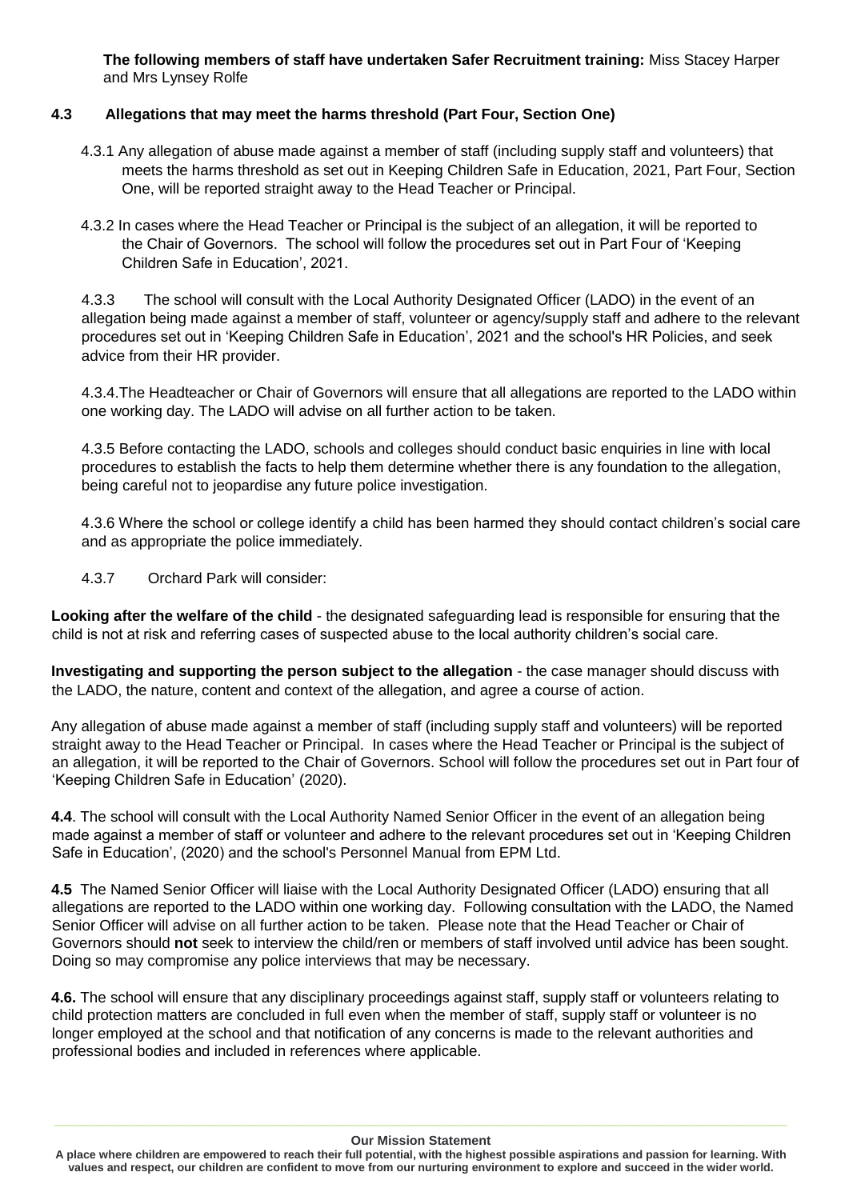**The following members of staff have undertaken Safer Recruitment training:** Miss Stacey Harper and Mrs Lynsey Rolfe

### 4.3 Allegations that may meet the harms threshold (Part Four, Section One)

4.3.1 Any allegation of abuse made against a member of staff (including supply staff and volunteers) that meets the harms threshold as set out in Keeping Children Safe in Education, 2021, Part Four, Section One, will be reported straight away to the Head Teacher or Principal.

4.3.2 In cases where the Head Teacher or Principal is the subject of an allegation, it will be reported to the Chair of Governors. The school will follow the procedures set out in Part Four of 'Keeping Children Safe in Education', 2021.

4.3.3 The school will consult with the Local Authority Designated Officer (LADO) in the event of an allegation being made against a member of staff, volunteer or agency/supply staff and adhere to the relevant procedures set out in 'Keeping Children Safe in Education', 2021 and the school's HR Policies, and seek advice from their HR provider.

4.3.4. The Headteacher or Chair of Governors will ensure that all allegations are reported to the LADO within one working day. The LADO will advise on all further action to be taken.

4.3.5 Before contacting the LADO, schools and colleges should conduct basic enquiries in line with local procedures to establish the facts to help them determine whether there is any foundation to the allegation, being careful not to jeopardise any future police investigation.

4.3.6 Where the school or college identify a child has been harmed they should contact children's social care and as appropriate the police immediately.

4.3.7 Orchard Park will consider:

**Looking after the welfare of the child** - the designated safeguarding lead is responsible for ensuring that the child is not at risk and referring cases of suspected abuse to the local authority children's social care.

**Investigating and supporting the person subject to the allegation** - the case manager should discuss with the LADO, the nature, content and context of the allegation, and agree a course of action.

Any allegation of abuse made against a member of staff (including supply staff and volunteers) will be reported straight away to the Head Teacher or Principal. In cases where the Head Teacher or Principal is the subject of an allegation, it will be reported to the Chair of Governors. School will follow the procedures set out in Part four of 'Keeping Children Safe in Education' (2020).

**4.4**. The school will consult with the Local Authority Named Senior Officer in the event of an allegation being made against a member of staff or volunteer and adhere to the relevant procedures set out in 'Keeping Children Safe in Education', (2020) and the school's Personnel Manual from EPM Ltd.

**4.5** The Named Senior Officer will liaise with the Local Authority Designated Officer (LADO) ensuring that all allegations are reported to the LADO within one working day. Following consultation with the LADO, the Named Senior Officer will advise on all further action to be taken. Please note that the Head Teacher or Chair of Governors should **not** seek to interview the child/ren or members of staff involved until advice has been sought. Doing so may compromise any police interviews that may be necessary.

**4.6.** The school will ensure that any disciplinary proceedings against staff, supply staff or volunteers relating to child protection matters are concluded in full even when the member of staff, supply staff or volunteer is no longer employed at the school and that notification of any concerns is made to the relevant authorities and professional bodies and included in references where applicable.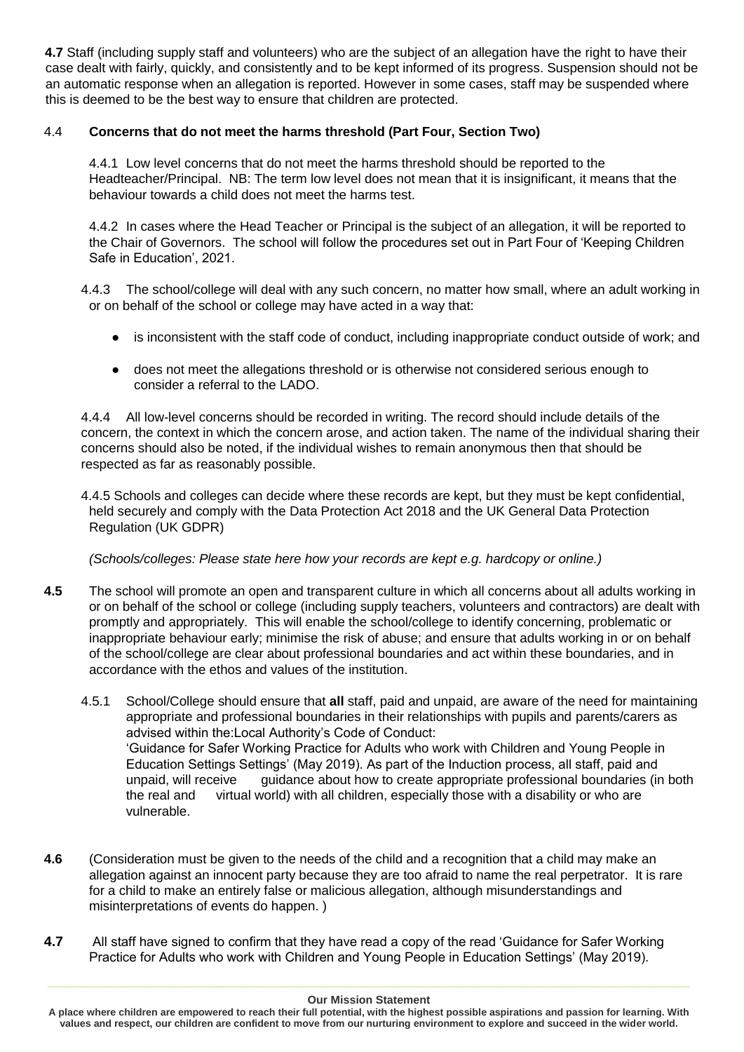**4.7** Staff (including supply staff and volunteers) who are the subject of an allegation have the right to have their case dealt with fairly, quickly, and consistently and to be kept informed of its progress. Suspension should not be an automatic response when an allegation is reported. However in some cases, staff may be suspended where this is deemed to be the best way to ensure that children are protected.

### 4.4 **Concerns that do not meet the harms threshold (Part Four, Section Two)**

4.4.1 Low level concerns that do not meet the harms threshold should be reported to the Headteacher/Principal. NB: The term low level does not mean that it is insignificant, it means that the behaviour towards a child does not meet the harms test.

4.4.2 In cases where the Head Teacher or Principal is the subject of an allegation, it will be reported to the Chair of Governors. The school will follow the procedures set out in Part Four of 'Keeping Children Safe in Education', 2021.

4.4.3 The school/college will deal with any such concern, no matter how small, where an adult working in or on behalf of the school or college may have acted in a way that:

- is inconsistent with the staff code of conduct, including inappropriate conduct outside of work; and
- does not meet the allegations threshold or is otherwise not considered serious enough to consider a referral to the LADO.

4.4.4 All low-level concerns should be recorded in writing. The record should include details of the concern, the context in which the concern arose, and action taken. The name of the individual sharing their concerns should also be noted, if the individual wishes to remain anonymous then that should be respected as far as reasonably possible.

4.4.5 Schools and colleges can decide where these records are kept, but they must be kept confidential, held securely and comply with the Data Protection Act 2018 and the UK General Data Protection Regulation (UK GDPR)

*(Schools/colleges: Please state here how your records are kept e.g. hardcopy or online.)*

**4.5** The school will promote an open and transparent culture in which all concerns about all adults working in or on behalf of the school or college (including supply teachers, volunteers and contractors) are dealt with promptly and appropriately. This will enable the school/college to identify concerning, problematic or inappropriate behaviour early; minimise the risk of abuse; and ensure that adults working in or on behalf of the school/college are clear about professional boundaries and act within these boundaries, and in accordance with the ethos and values of the institution.

4.5.1 School/College should ensure that **all** staff, paid and unpaid, are aware of the need for maintaining appropriate and professional boundaries in their relationships with pupils and parents/carers as advised within the:Local Authority's Code of Conduct: 'Guidance for Safer Working Practice for Adults who work with Children and Young People in Education Settings Settings' (May 2019). As part of the Induction process, all staff, paid and unpaid, will receive guidance about how to create appropriate professional boundaries (in both the real and virtual world) with all children, especially those with a disability or who are vulnerable.

**4.6** (Consideration must be given to the needs of the child and a recognition that a child may make an allegation against an innocent party because they are too afraid to name the real perpetrator. It is rare for a child to make an entirely false or malicious allegation, although misunderstandings and misinterpretations of events do happen. )

**4.7** All staff have signed to confirm that they have read a copy of the read 'Guidance for Safer Working Practice for Adults who work with Children and Young People in Education Settings' (May 2019).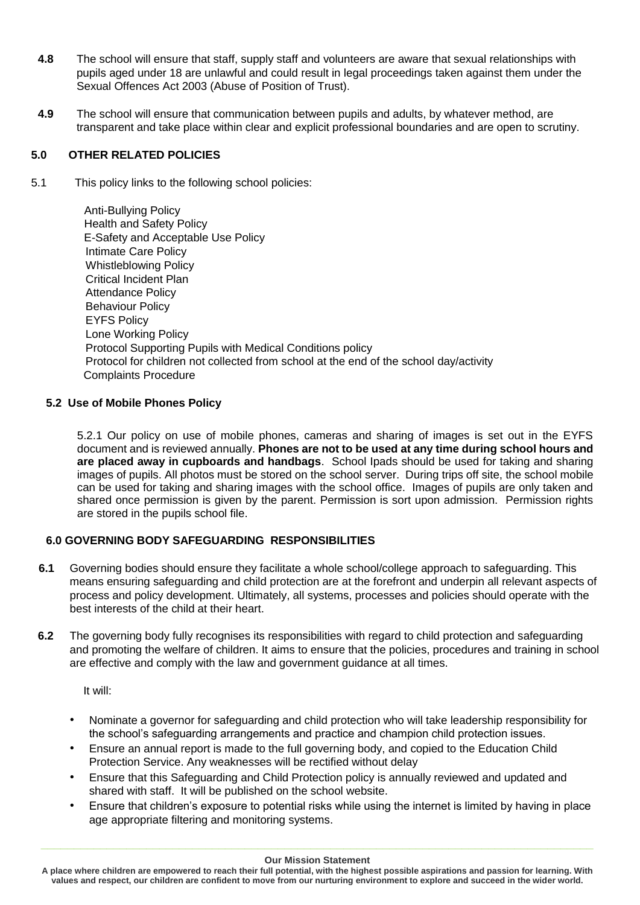**4.8** The school will ensure that staff, supply staff and volunteers are aware that sexual relationships with pupils aged under 18 are unlawful and could result in legal proceedings taken against them under the Sexual Offences Act 2003 (Abuse of Position of Trust).

**4.9** The school will ensure that communication between pupils and adults, by whatever method, are transparent and take place within clear and explicit professional boundaries and are open to scrutiny.

## 5.0 OTHER RELATED POLICIES

5.1 This policy links to the following school policies:

Anti-Bullying Policy
Health and Safety Policy
E-Safety and Acceptable Use Policy
Intimate Care Policy
Whistleblowing Policy
Critical Incident Plan
Attendance Policy
Behaviour Policy
EYFS Policy
Lone Working Policy
Protocol Supporting Pupils with Medical Conditions policy
Protocol for children not collected from school at the end of the school day/activity
Complaints Procedure

### 5.2 Use of Mobile Phones Policy

5.2.1 Our policy on use of mobile phones, cameras and sharing of images is set out in the EYFS document and is reviewed annually. **Phones are not to be used at any time during school hours and are placed away in cupboards and handbags**. School Ipads should be used for taking and sharing images of pupils. All photos must be stored on the school server. During trips off site, the school mobile can be used for taking and sharing images with the school office. Images of pupils are only taken and shared once permission is given by the parent. Permission is sort upon admission. Permission rights are stored in the pupils school file.

## 6.0 GOVERNING BODY SAFEGUARDING RESPONSIBILITIES

**6.1** Governing bodies should ensure they facilitate a whole school/college approach to safeguarding. This means ensuring safeguarding and child protection are at the forefront and underpin all relevant aspects of process and policy development. Ultimately, all systems, processes and policies should operate with the best interests of the child at their heart.

**6.2** The governing body fully recognises its responsibilities with regard to child protection and safeguarding and promoting the welfare of children. It aims to ensure that the policies, procedures and training in school are effective and comply with the law and government guidance at all times.

It will:

- Nominate a governor for safeguarding and child protection who will take leadership responsibility for the school's safeguarding arrangements and practice and champion child protection issues.
- Ensure an annual report is made to the full governing body, and copied to the Education Child Protection Service. Any weaknesses will be rectified without delay
- Ensure that this Safeguarding and Child Protection policy is annually reviewed and updated and shared with staff. It will be published on the school website.
- Ensure that children's exposure to potential risks while using the internet is limited by having in place age appropriate filtering and monitoring systems.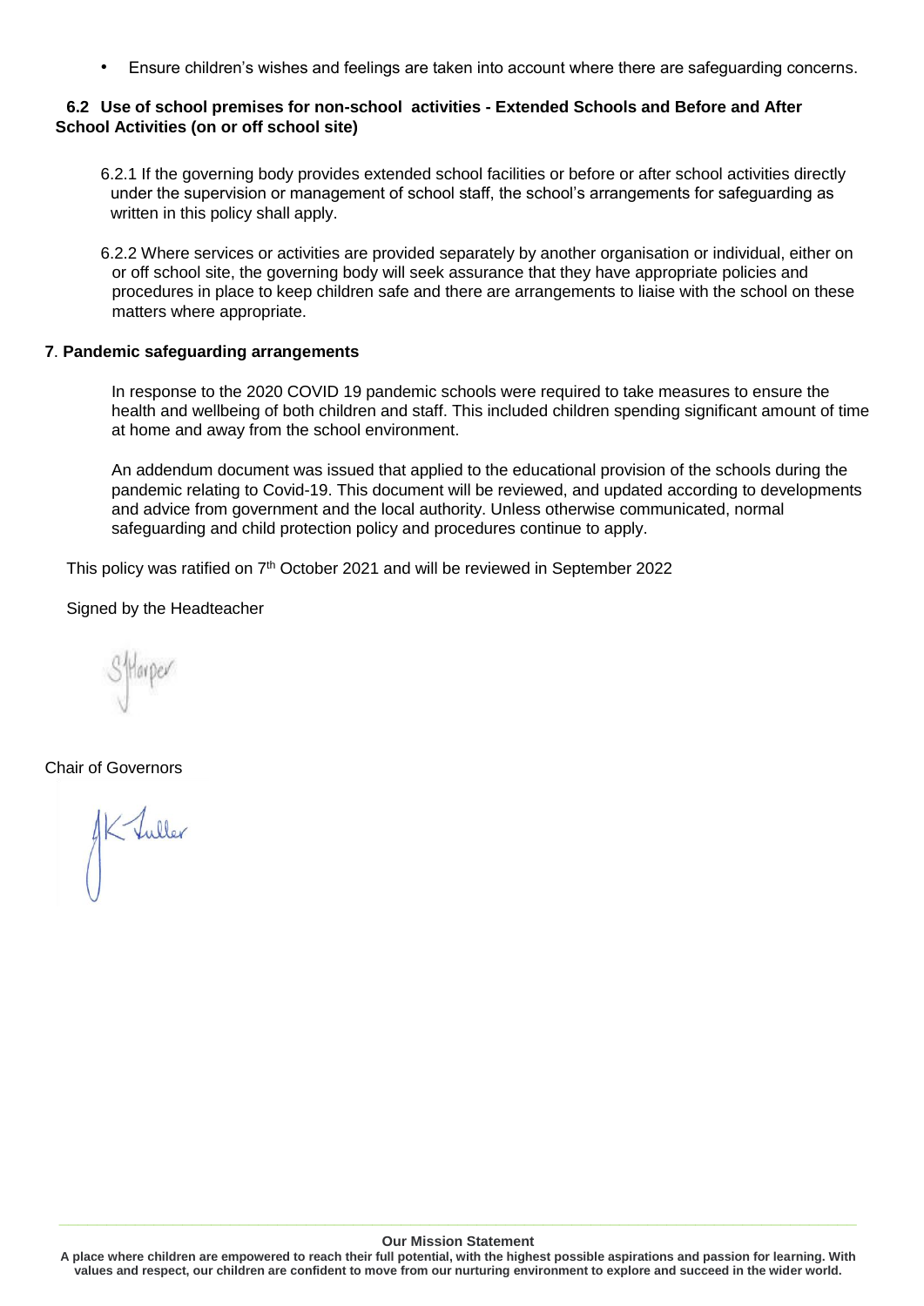- Ensure children's wishes and feelings are taken into account where there are safeguarding concerns.

### 6.2 Use of school premises for non-school activities - Extended Schools and Before and After School Activities (on or off school site)

6.2.1 If the governing body provides extended school facilities or before or after school activities directly under the supervision or management of school staff, the school's arrangements for safeguarding as written in this policy shall apply.

6.2.2 Where services or activities are provided separately by another organisation or individual, either on or off school site, the governing body will seek assurance that they have appropriate policies and procedures in place to keep children safe and there are arrangements to liaise with the school on these matters where appropriate.

## 7. Pandemic safeguarding arrangements

In response to the 2020 COVID 19 pandemic schools were required to take measures to ensure the health and wellbeing of both children and staff. This included children spending significant amount of time at home and away from the school environment.

An addendum document was issued that applied to the educational provision of the schools during the pandemic relating to Covid-19. This document will be reviewed, and updated according to developments and advice from government and the local authority. Unless otherwise communicated, normal safeguarding and child protection policy and procedures continue to apply.

This policy was ratified on 7th October 2021 and will be reviewed in September 2022

Signed by the Headteacher

S Harper

Chair of Governors

JK Fuller

**Our Mission Statement**

**A place where children are empowered to reach their full potential, with the highest possible aspirations and passion for learning. With values and respect, our children are confident to move from our nurturing environment to explore and succeed in the wider world.**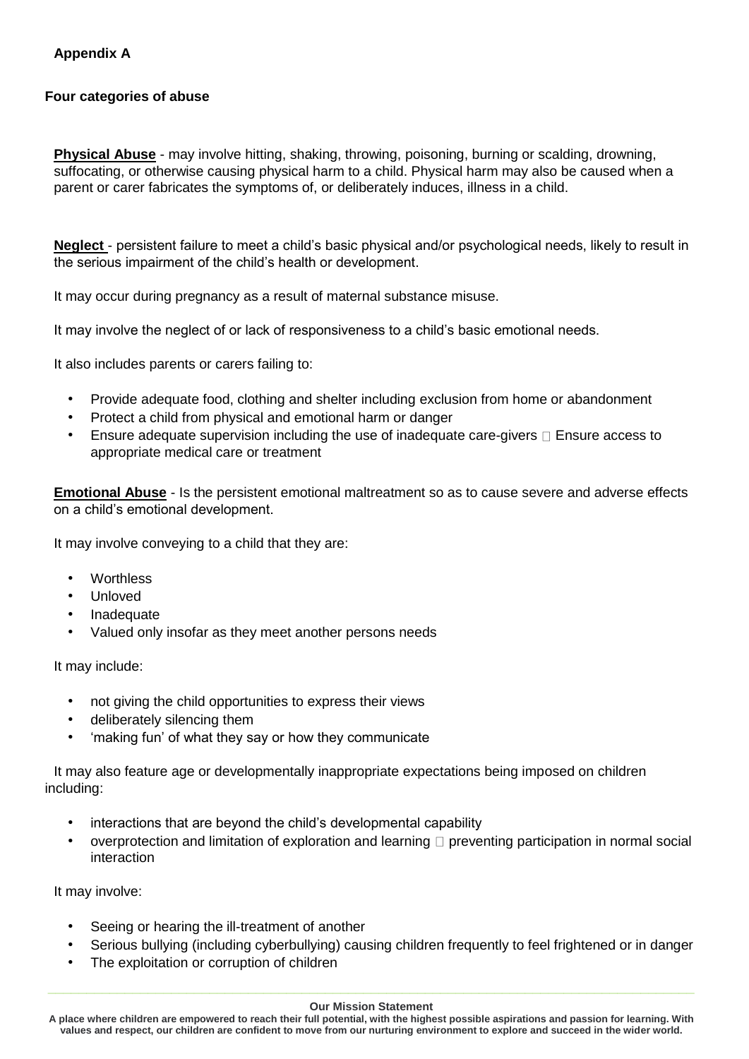**Appendix A**

**Four categories of abuse**

**Physical Abuse** - may involve hitting, shaking, throwing, poisoning, burning or scalding, drowning, suffocating, or otherwise causing physical harm to a child. Physical harm may also be caused when a parent or carer fabricates the symptoms of, or deliberately induces, illness in a child.

**Neglect** - persistent failure to meet a child's basic physical and/or psychological needs, likely to result in the serious impairment of the child's health or development.

It may occur during pregnancy as a result of maternal substance misuse.

It may involve the neglect of or lack of responsiveness to a child's basic emotional needs.

It also includes parents or carers failing to:

- Provide adequate food, clothing and shelter including exclusion from home or abandonment
- Protect a child from physical and emotional harm or danger
- Ensure adequate supervision including the use of inadequate care-givers  Ensure access to appropriate medical care or treatment

**Emotional Abuse** - Is the persistent emotional maltreatment so as to cause severe and adverse effects on a child's emotional development.

It may involve conveying to a child that they are:

- Worthless
- Unloved
- Inadequate
- Valued only insofar as they meet another persons needs

It may include:

- not giving the child opportunities to express their views
- deliberately silencing them
- 'making fun' of what they say or how they communicate

It may also feature age or developmentally inappropriate expectations being imposed on children including:

- interactions that are beyond the child's developmental capability
- overprotection and limitation of exploration and learning  preventing participation in normal social interaction

It may involve:

- Seeing or hearing the ill-treatment of another
- Serious bullying (including cyberbullying) causing children frequently to feel frightened or in danger
- The exploitation or corruption of children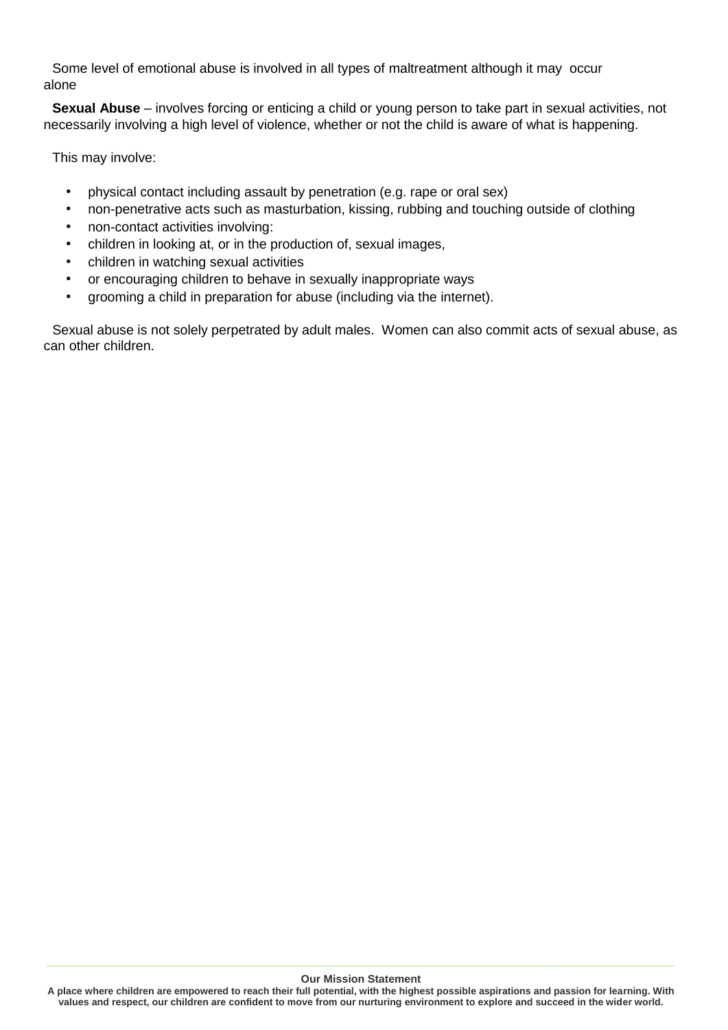Some level of emotional abuse is involved in all types of maltreatment although it may occur alone

**Sexual Abuse** – involves forcing or enticing a child or young person to take part in sexual activities, not necessarily involving a high level of violence, whether or not the child is aware of what is happening.

This may involve:

- physical contact including assault by penetration (e.g. rape or oral sex)
- non-penetrative acts such as masturbation, kissing, rubbing and touching outside of clothing
- non-contact activities involving:
- children in looking at, or in the production of, sexual images,
- children in watching sexual activities
- or encouraging children to behave in sexually inappropriate ways
- grooming a child in preparation for abuse (including via the internet).

Sexual abuse is not solely perpetrated by adult males. Women can also commit acts of sexual abuse, as can other children.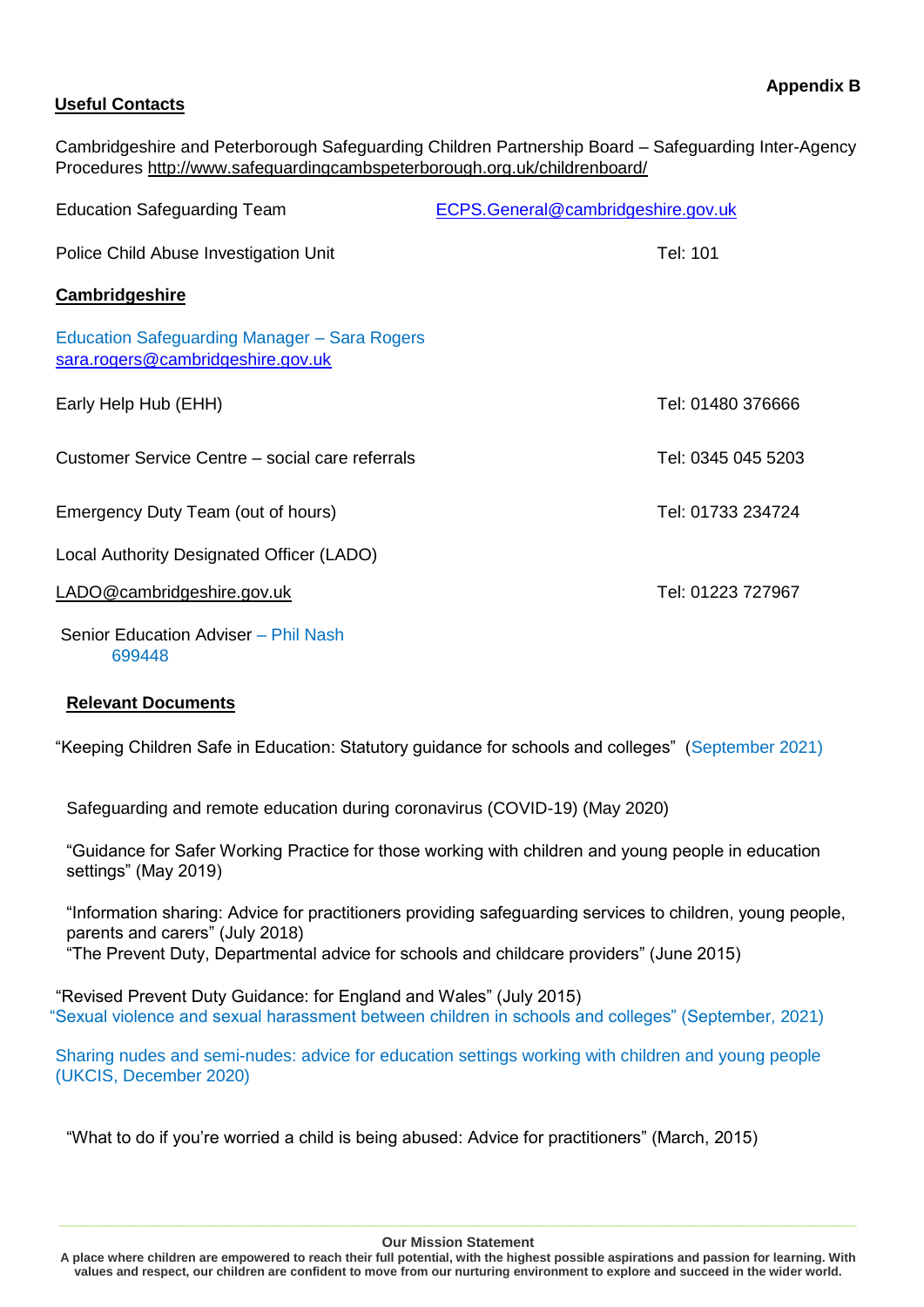**Appendix B**

## Useful Contacts

Cambridgeshire and Peterborough Safeguarding Children Partnership Board – Safeguarding Inter-Agency Procedures http://www.safeguardingcambspeterborough.org.uk/childrenboard/

| | |
|---|---|
| Education Safeguarding Team | ECPS.General@cambridgeshire.gov.uk |
| Police Child Abuse Investigation Unit | Tel: 101 |

## Cambridgeshire

Education Safeguarding Manager – Sara Rogers
sara.rogers@cambridgeshire.gov.uk

| | |
|---|---|
| Early Help Hub (EHH) | Tel: 01480 376666 |
| Customer Service Centre – social care referrals | Tel: 0345 045 5203 |
| Emergency Duty Team (out of hours) | Tel: 01733 234724 |
| Local Authority Designated Officer (LADO) | |
| LADO@cambridgeshire.gov.uk | Tel: 01223 727967 |

Senior Education Adviser – Phil Nash
699448

## Relevant Documents

"Keeping Children Safe in Education: Statutory guidance for schools and colleges" (September 2021)

Safeguarding and remote education during coronavirus (COVID-19) (May 2020)

"Guidance for Safer Working Practice for those working with children and young people in education settings" (May 2019)

"Information sharing: Advice for practitioners providing safeguarding services to children, young people, parents and carers" (July 2018)

"The Prevent Duty, Departmental advice for schools and childcare providers" (June 2015)

"Revised Prevent Duty Guidance: for England and Wales" (July 2015)

"Sexual violence and sexual harassment between children in schools and colleges" (September, 2021)

Sharing nudes and semi-nudes: advice for education settings working with children and young people (UKCIS, December 2020)

"What to do if you're worried a child is being abused: Advice for practitioners" (March, 2015)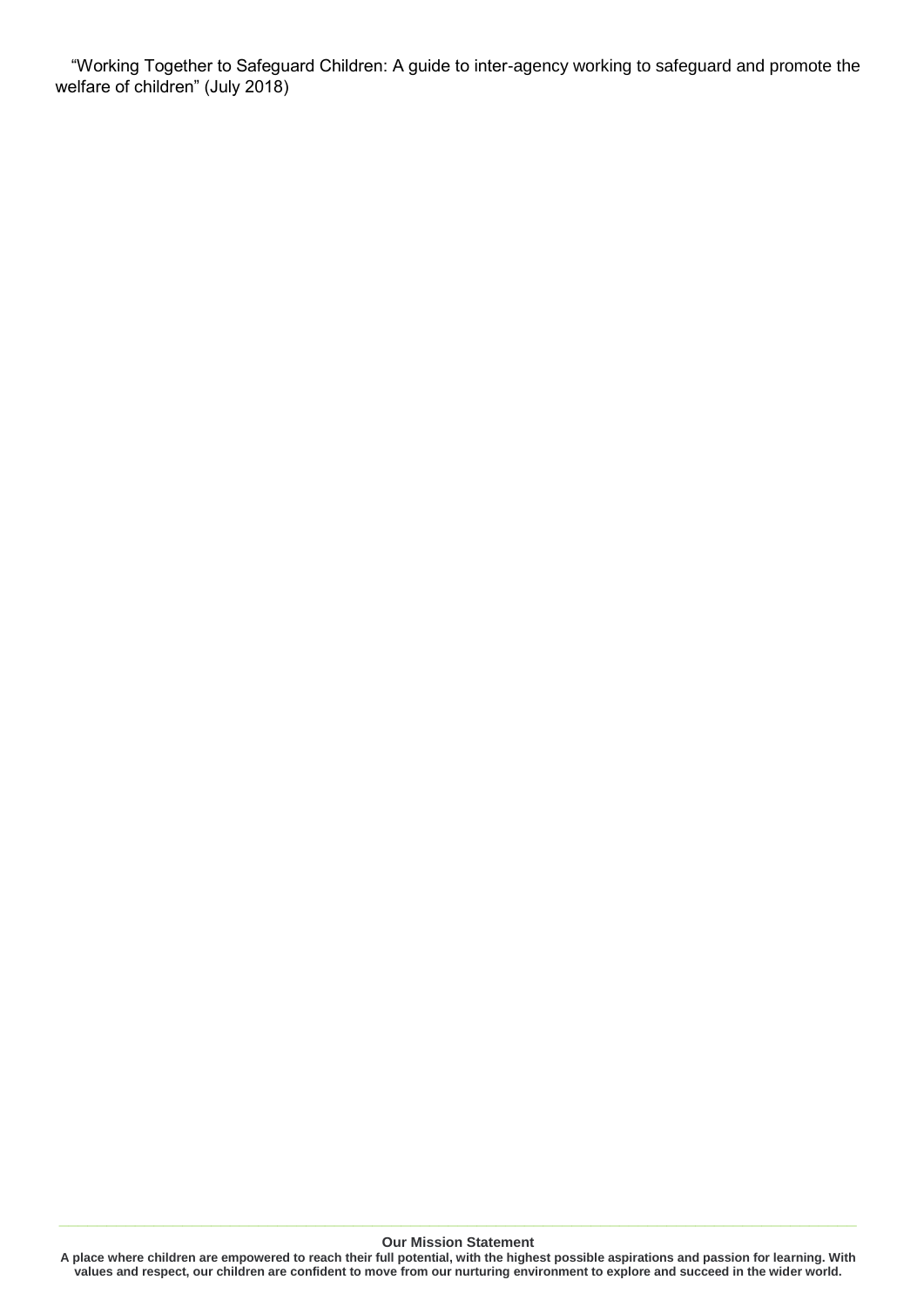"Working Together to Safeguard Children: A guide to inter-agency working to safeguard and promote the welfare of children" (July 2018)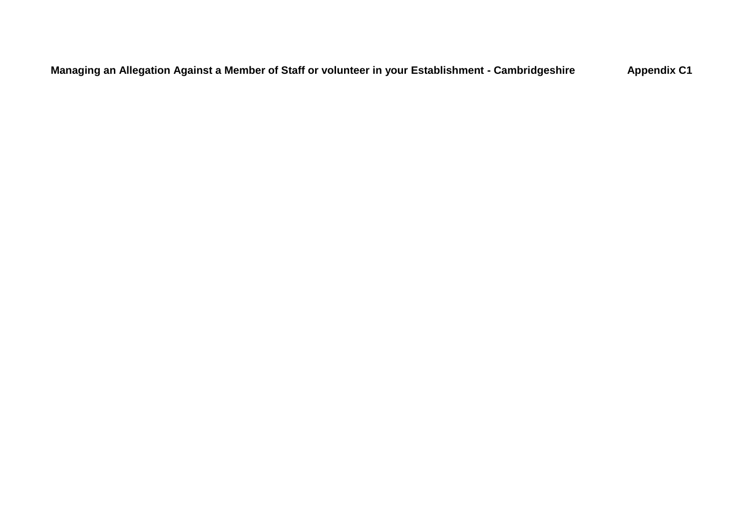**Managing an Allegation Against a Member of Staff or volunteer in your Establishment - Cambridgeshire** **Appendix C1**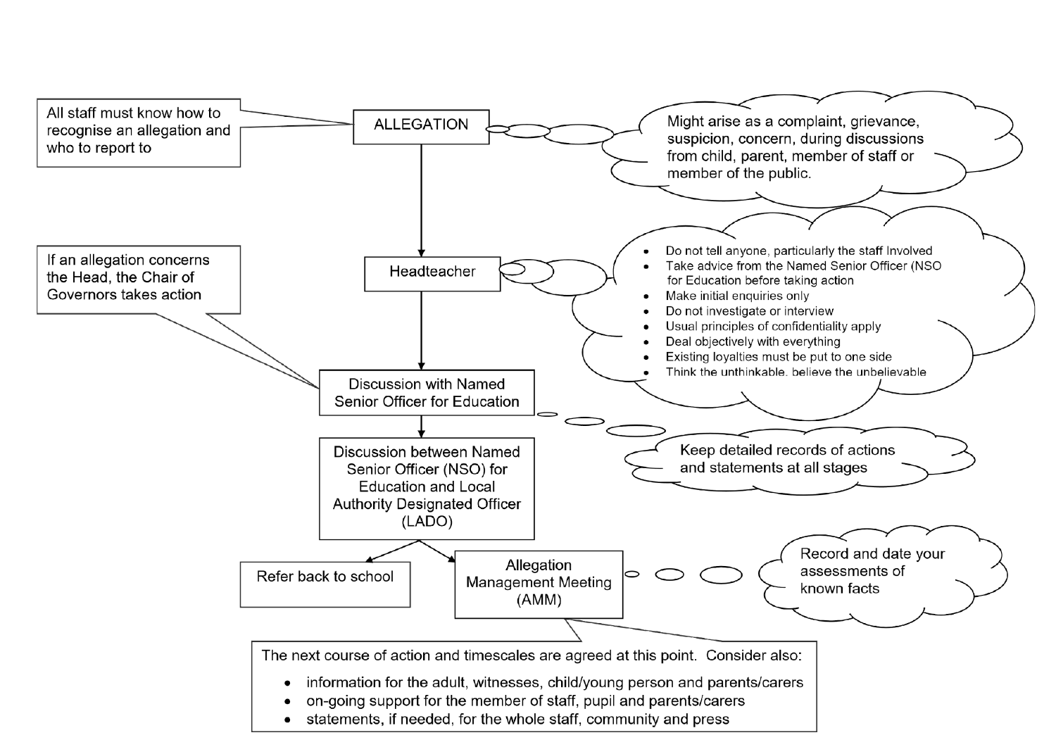All staff must know how to recognise an allegation and who to report to

ALLEGATION

Might arise as a complaint, grievance, suspicion, concern, during discussions from child, parent, member of staff or member of the public.

If an allegation concerns the Head, the Chair of Governors takes action

Headteacher

- Do not tell anyone, particularly the staff Involved
- Take advice from the Named Senior Officer (NSO for Education before taking action
- Make initial enquiries only
- Do not investigate or interview
- Usual principles of confidentiality apply
- Deal objectively with everything
- Existing loyalties must be put to one side
- Think the unthinkable, believe the unbelievable

Discussion with Named Senior Officer for Education

Keep detailed records of actions and statements at all stages

Discussion between Named Senior Officer (NSO) for Education and Local Authority Designated Officer (LADO)

Refer back to school

Allegation Management Meeting (AMM)

Record and date your assessments of known facts

The next course of action and timescales are agreed at this point. Consider also:

- information for the adult, witnesses, child/young person and parents/carers
- on-going support for the member of staff, pupil and parents/carers
- statements, if needed, for the whole staff, community and press